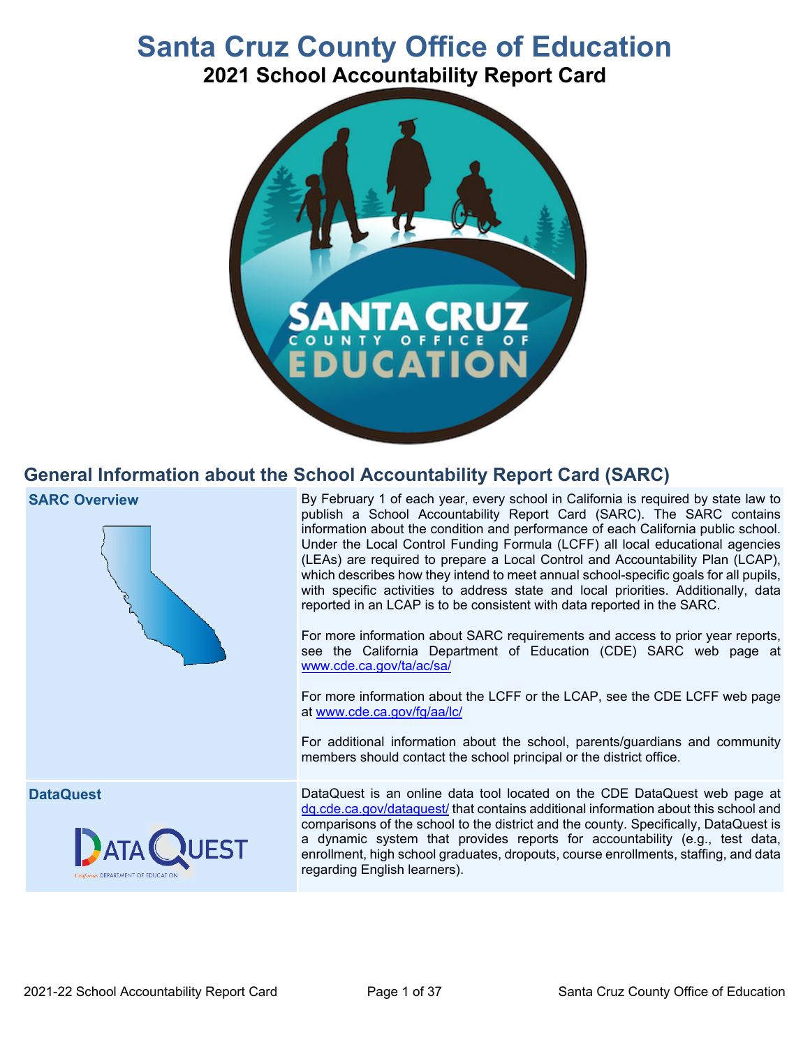# Santa Cruz County Office of Education

## 2021 School Accountability Report Card

## General Information about the School Accountability Report Card (SARC)

| | |
|---|---|
| **SARC Overview** | By February 1 of each year, every school in California is required by state law to publish a School Accountability Report Card (SARC). The SARC contains information about the condition and performance of each California public school. Under the Local Control Funding Formula (LCFF) all local educational agencies (LEAs) are required to prepare a Local Control and Accountability Plan (LCAP), which describes how they intend to meet annual school-specific goals for all pupils, with specific activities to address state and local priorities. Additionally, data reported in an LCAP is to be consistent with data reported in the SARC.<br><br>For more information about SARC requirements and access to prior year reports, see the California Department of Education (CDE) SARC web page at www.cde.ca.gov/ta/ac/sa/<br><br>For more information about the LCFF or the LCAP, see the CDE LCFF web page at www.cde.ca.gov/fg/aa/lc/<br><br>For additional information about the school, parents/guardians and community members should contact the school principal or the district office. |
| **DataQuest** | DataQuest is an online data tool located on the CDE DataQuest web page at dq.cde.ca.gov/dataquest/ that contains additional information about this school and comparisons of the school to the district and the county. Specifically, DataQuest is a dynamic system that provides reports for accountability (e.g., test data, enrollment, high school graduates, dropouts, course enrollments, staffing, and data regarding English learners). |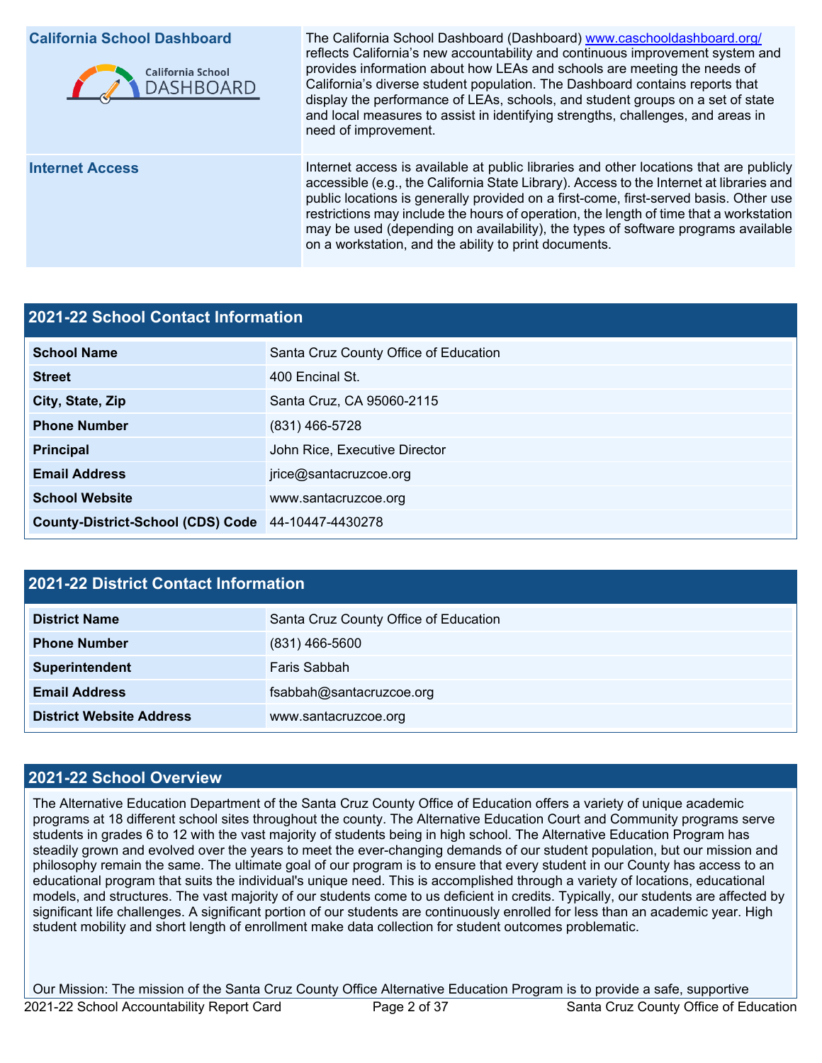| | |
|---|---|
| **California School Dashboard** | The California School Dashboard (Dashboard) www.caschooldashboard.org/ reflects California's new accountability and continuous improvement system and provides information about how LEAs and schools are meeting the needs of California's diverse student population. The Dashboard contains reports that display the performance of LEAs, schools, and student groups on a set of state and local measures to assist in identifying strengths, challenges, and areas in need of improvement. |
| **Internet Access** | Internet access is available at public libraries and other locations that are publicly accessible (e.g., the California State Library). Access to the Internet at libraries and public locations is generally provided on a first-come, first-served basis. Other use restrictions may include the hours of operation, the length of time that a workstation may be used (depending on availability), the types of software programs available on a workstation, and the ability to print documents. |

## 2021-22 School Contact Information

| | |
|---|---|
| **School Name** | Santa Cruz County Office of Education |
| **Street** | 400 Encinal St. |
| **City, State, Zip** | Santa Cruz, CA 95060-2115 |
| **Phone Number** | (831) 466-5728 |
| **Principal** | John Rice, Executive Director |
| **Email Address** | jrice@santacruzcoe.org |
| **School Website** | www.santacruzcoe.org |
| **County-District-School (CDS) Code** | 44-10447-4430278 |

## 2021-22 District Contact Information

| | |
|---|---|
| **District Name** | Santa Cruz County Office of Education |
| **Phone Number** | (831) 466-5600 |
| **Superintendent** | Faris Sabbah |
| **Email Address** | fsabbah@santacruzcoe.org |
| **District Website Address** | www.santacruzcoe.org |

## 2021-22 School Overview

The Alternative Education Department of the Santa Cruz County Office of Education offers a variety of unique academic programs at 18 different school sites throughout the county. The Alternative Education Court and Community programs serve students in grades 6 to 12 with the vast majority of students being in high school. The Alternative Education Program has steadily grown and evolved over the years to meet the ever-changing demands of our student population, but our mission and philosophy remain the same. The ultimate goal of our program is to ensure that every student in our County has access to an educational program that suits the individual's unique need. This is accomplished through a variety of locations, educational models, and structures. The vast majority of our students come to us deficient in credits. Typically, our students are affected by significant life challenges. A significant portion of our students are continuously enrolled for less than an academic year. High student mobility and short length of enrollment make data collection for student outcomes problematic.

Our Mission: The mission of the Santa Cruz County Office Alternative Education Program is to provide a safe, supportive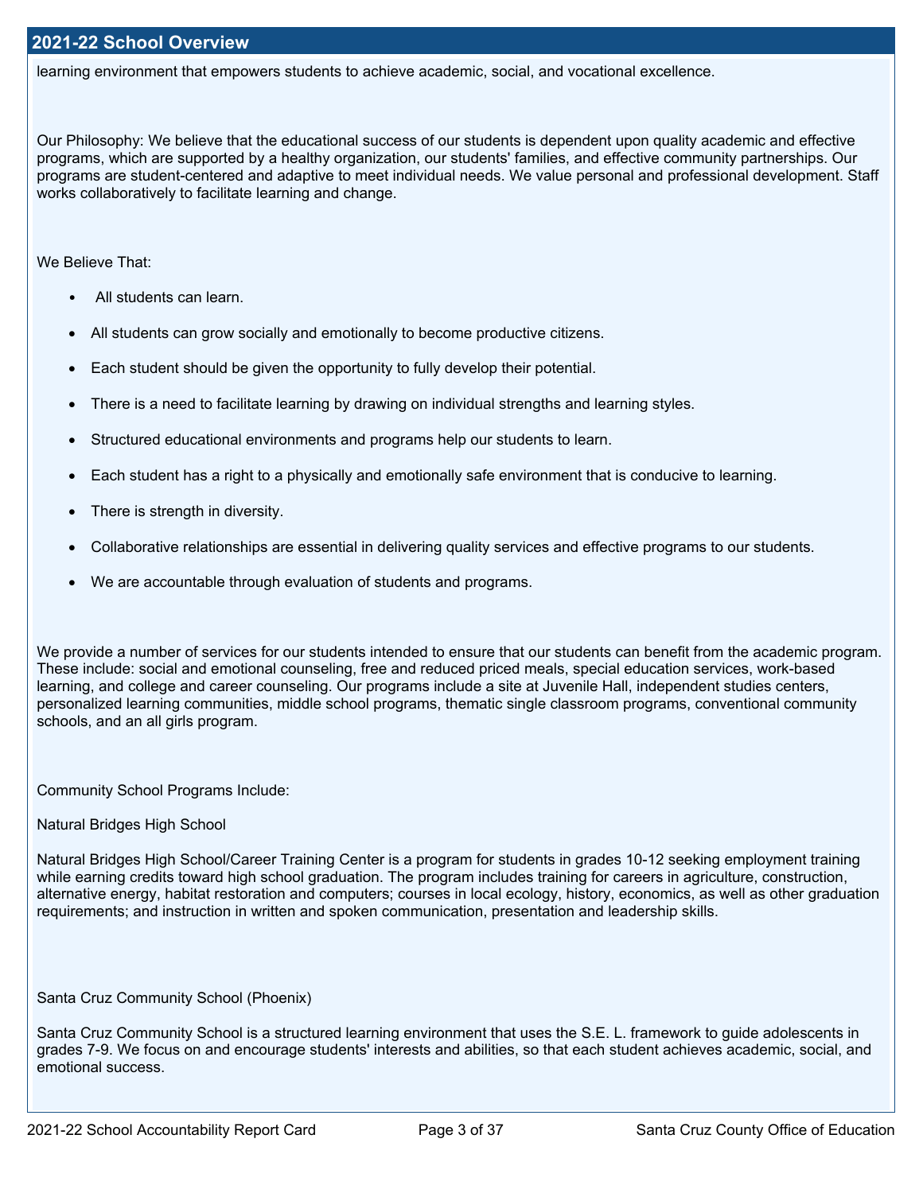## 2021-22 School Overview

learning environment that empowers students to achieve academic, social, and vocational excellence.

Our Philosophy: We believe that the educational success of our students is dependent upon quality academic and effective programs, which are supported by a healthy organization, our students' families, and effective community partnerships. Our programs are student-centered and adaptive to meet individual needs. We value personal and professional development. Staff works collaboratively to facilitate learning and change.

We Believe That:

- All students can learn.
- All students can grow socially and emotionally to become productive citizens.
- Each student should be given the opportunity to fully develop their potential.
- There is a need to facilitate learning by drawing on individual strengths and learning styles.
- Structured educational environments and programs help our students to learn.
- Each student has a right to a physically and emotionally safe environment that is conducive to learning.
- There is strength in diversity.
- Collaborative relationships are essential in delivering quality services and effective programs to our students.
- We are accountable through evaluation of students and programs.

We provide a number of services for our students intended to ensure that our students can benefit from the academic program. These include: social and emotional counseling, free and reduced priced meals, special education services, work-based learning, and college and career counseling. Our programs include a site at Juvenile Hall, independent studies centers, personalized learning communities, middle school programs, thematic single classroom programs, conventional community schools, and an all girls program.

Community School Programs Include:

Natural Bridges High School

Natural Bridges High School/Career Training Center is a program for students in grades 10-12 seeking employment training while earning credits toward high school graduation. The program includes training for careers in agriculture, construction, alternative energy, habitat restoration and computers; courses in local ecology, history, economics, as well as other graduation requirements; and instruction in written and spoken communication, presentation and leadership skills.

Santa Cruz Community School (Phoenix)

Santa Cruz Community School is a structured learning environment that uses the S.E. L. framework to guide adolescents in grades 7-9. We focus on and encourage students' interests and abilities, so that each student achieves academic, social, and emotional success.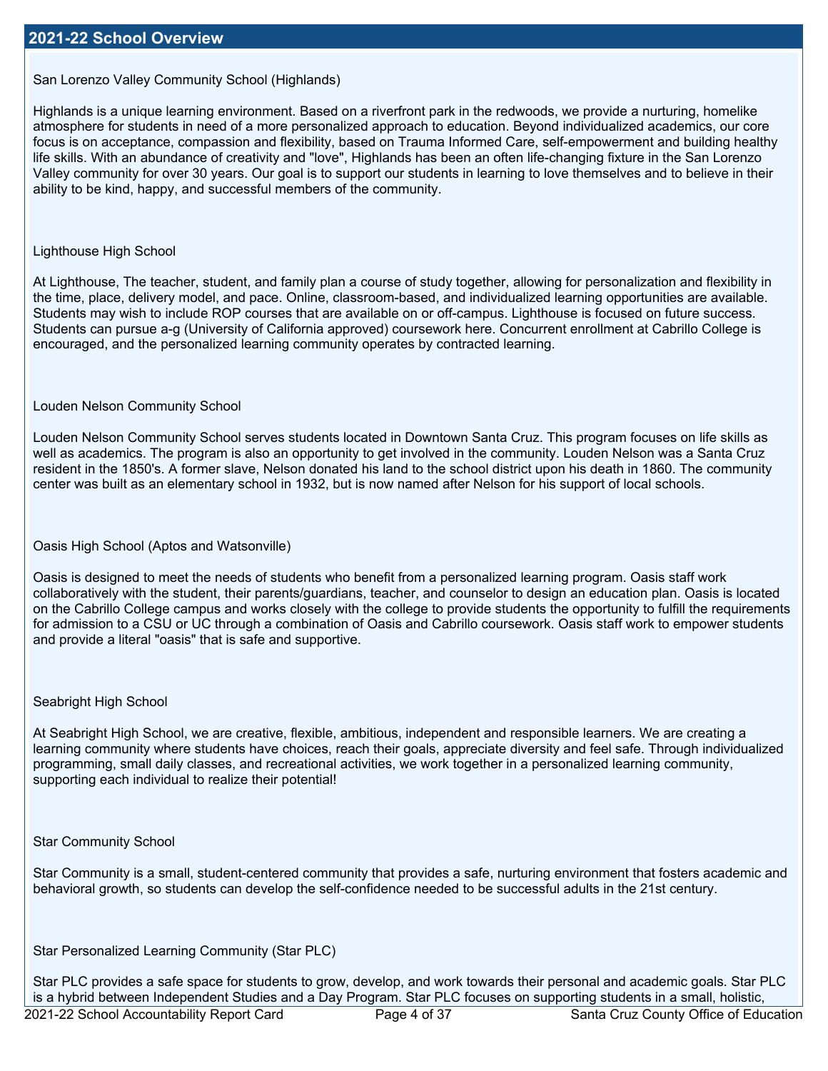## 2021-22 School Overview

San Lorenzo Valley Community School (Highlands)

Highlands is a unique learning environment. Based on a riverfront park in the redwoods, we provide a nurturing, homelike atmosphere for students in need of a more personalized approach to education. Beyond individualized academics, our core focus is on acceptance, compassion and flexibility, based on Trauma Informed Care, self-empowerment and building healthy life skills. With an abundance of creativity and "love", Highlands has been an often life-changing fixture in the San Lorenzo Valley community for over 30 years. Our goal is to support our students in learning to love themselves and to believe in their ability to be kind, happy, and successful members of the community.

Lighthouse High School

At Lighthouse, The teacher, student, and family plan a course of study together, allowing for personalization and flexibility in the time, place, delivery model, and pace. Online, classroom-based, and individualized learning opportunities are available. Students may wish to include ROP courses that are available on or off-campus. Lighthouse is focused on future success. Students can pursue a-g (University of California approved) coursework here. Concurrent enrollment at Cabrillo College is encouraged, and the personalized learning community operates by contracted learning.

Louden Nelson Community School

Louden Nelson Community School serves students located in Downtown Santa Cruz. This program focuses on life skills as well as academics. The program is also an opportunity to get involved in the community. Louden Nelson was a Santa Cruz resident in the 1850's. A former slave, Nelson donated his land to the school district upon his death in 1860. The community center was built as an elementary school in 1932, but is now named after Nelson for his support of local schools.

Oasis High School (Aptos and Watsonville)

Oasis is designed to meet the needs of students who benefit from a personalized learning program. Oasis staff work collaboratively with the student, their parents/guardians, teacher, and counselor to design an education plan. Oasis is located on the Cabrillo College campus and works closely with the college to provide students the opportunity to fulfill the requirements for admission to a CSU or UC through a combination of Oasis and Cabrillo coursework. Oasis staff work to empower students and provide a literal "oasis" that is safe and supportive.

Seabright High School

At Seabright High School, we are creative, flexible, ambitious, independent and responsible learners. We are creating a learning community where students have choices, reach their goals, appreciate diversity and feel safe. Through individualized programming, small daily classes, and recreational activities, we work together in a personalized learning community, supporting each individual to realize their potential!

Star Community School

Star Community is a small, student-centered community that provides a safe, nurturing environment that fosters academic and behavioral growth, so students can develop the self-confidence needed to be successful adults in the 21st century.

Star Personalized Learning Community (Star PLC)

Star PLC provides a safe space for students to grow, develop, and work towards their personal and academic goals. Star PLC is a hybrid between Independent Studies and a Day Program. Star PLC focuses on supporting students in a small, holistic,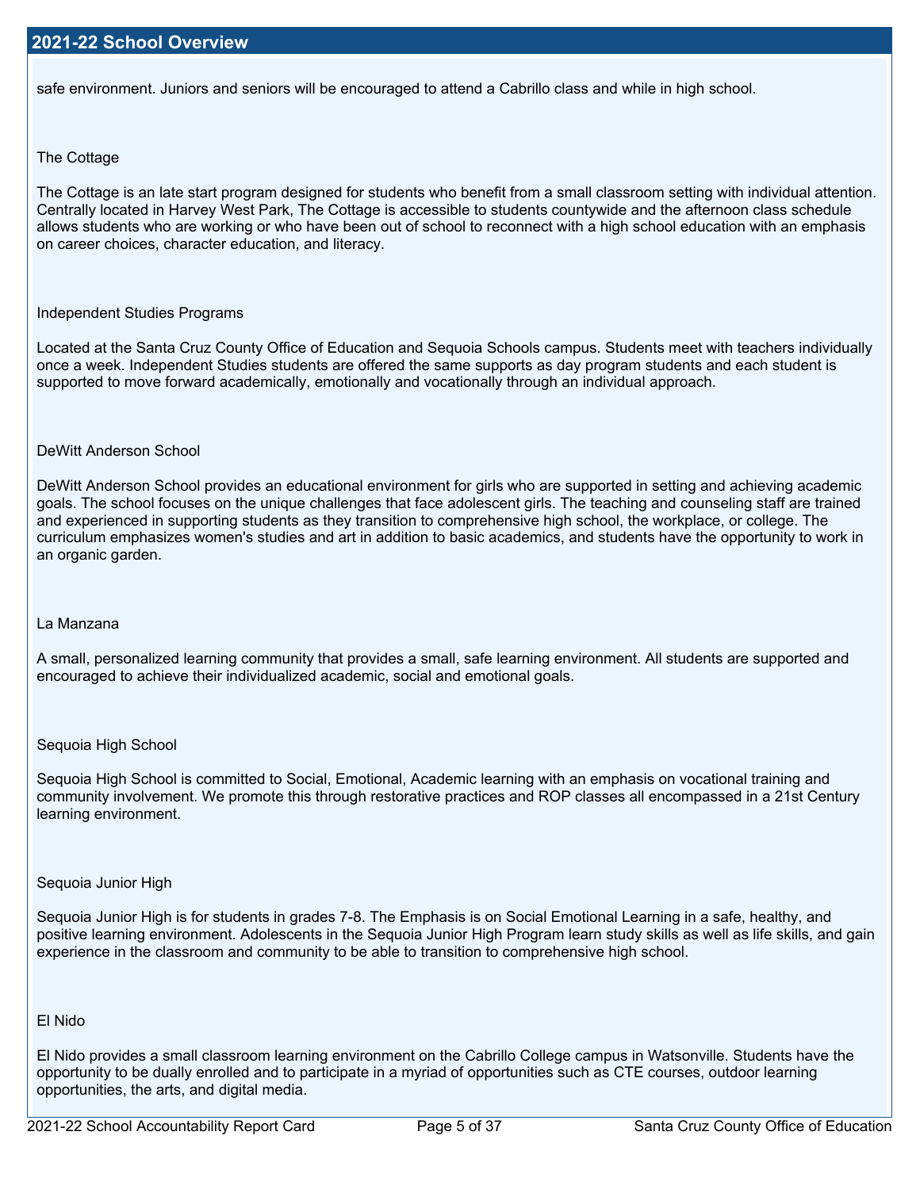## 2021-22 School Overview

safe environment. Juniors and seniors will be encouraged to attend a Cabrillo class and while in high school.

The Cottage

The Cottage is an late start program designed for students who benefit from a small classroom setting with individual attention. Centrally located in Harvey West Park, The Cottage is accessible to students countywide and the afternoon class schedule allows students who are working or who have been out of school to reconnect with a high school education with an emphasis on career choices, character education, and literacy.

Independent Studies Programs

Located at the Santa Cruz County Office of Education and Sequoia Schools campus. Students meet with teachers individually once a week. Independent Studies students are offered the same supports as day program students and each student is supported to move forward academically, emotionally and vocationally through an individual approach.

DeWitt Anderson School

DeWitt Anderson School provides an educational environment for girls who are supported in setting and achieving academic goals. The school focuses on the unique challenges that face adolescent girls. The teaching and counseling staff are trained and experienced in supporting students as they transition to comprehensive high school, the workplace, or college. The curriculum emphasizes women's studies and art in addition to basic academics, and students have the opportunity to work in an organic garden.

La Manzana

A small, personalized learning community that provides a small, safe learning environment. All students are supported and encouraged to achieve their individualized academic, social and emotional goals.

Sequoia High School

Sequoia High School is committed to Social, Emotional, Academic learning with an emphasis on vocational training and community involvement. We promote this through restorative practices and ROP classes all encompassed in a 21st Century learning environment.

Sequoia Junior High

Sequoia Junior High is for students in grades 7-8. The Emphasis is on Social Emotional Learning in a safe, healthy, and positive learning environment. Adolescents in the Sequoia Junior High Program learn study skills as well as life skills, and gain experience in the classroom and community to be able to transition to comprehensive high school.

El Nido

El Nido provides a small classroom learning environment on the Cabrillo College campus in Watsonville. Students have the opportunity to be dually enrolled and to participate in a myriad of opportunities such as CTE courses, outdoor learning opportunities, the arts, and digital media.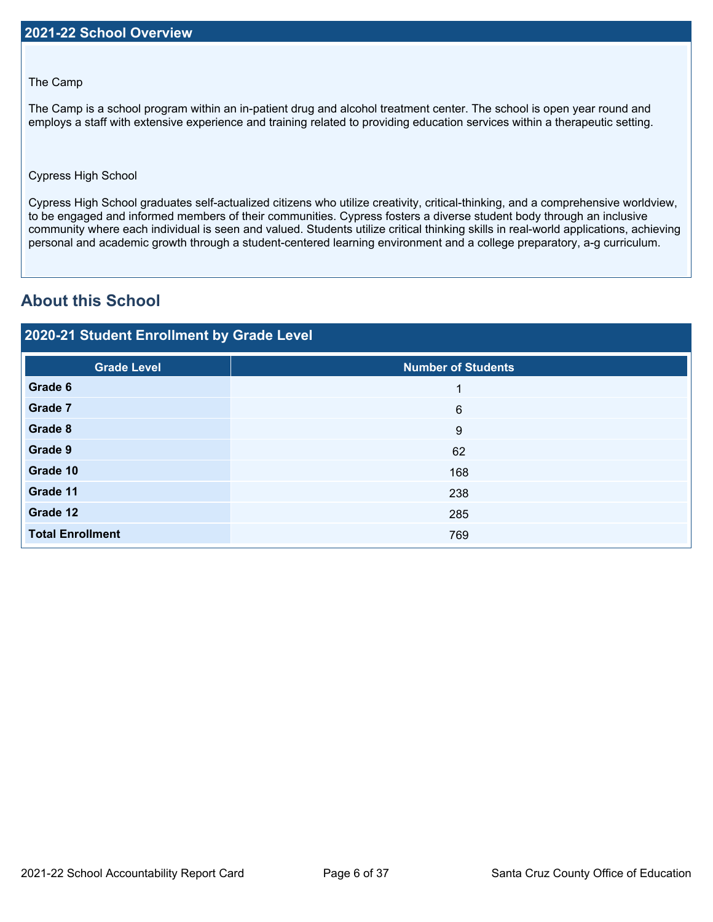## 2021-22 School Overview

The Camp

The Camp is a school program within an in-patient drug and alcohol treatment center. The school is open year round and employs a staff with extensive experience and training related to providing education services within a therapeutic setting.

Cypress High School

Cypress High School graduates self-actualized citizens who utilize creativity, critical-thinking, and a comprehensive worldview, to be engaged and informed members of their communities. Cypress fosters a diverse student body through an inclusive community where each individual is seen and valued. Students utilize critical thinking skills in real-world applications, achieving personal and academic growth through a student-centered learning environment and a college preparatory, a-g curriculum.

# About this School

## 2020-21 Student Enrollment by Grade Level

| Grade Level | Number of Students |
| --- | --- |
| **Grade 6** | 1 |
| **Grade 7** | 6 |
| **Grade 8** | 9 |
| **Grade 9** | 62 |
| **Grade 10** | 168 |
| **Grade 11** | 238 |
| **Grade 12** | 285 |
| **Total Enrollment** | 769 |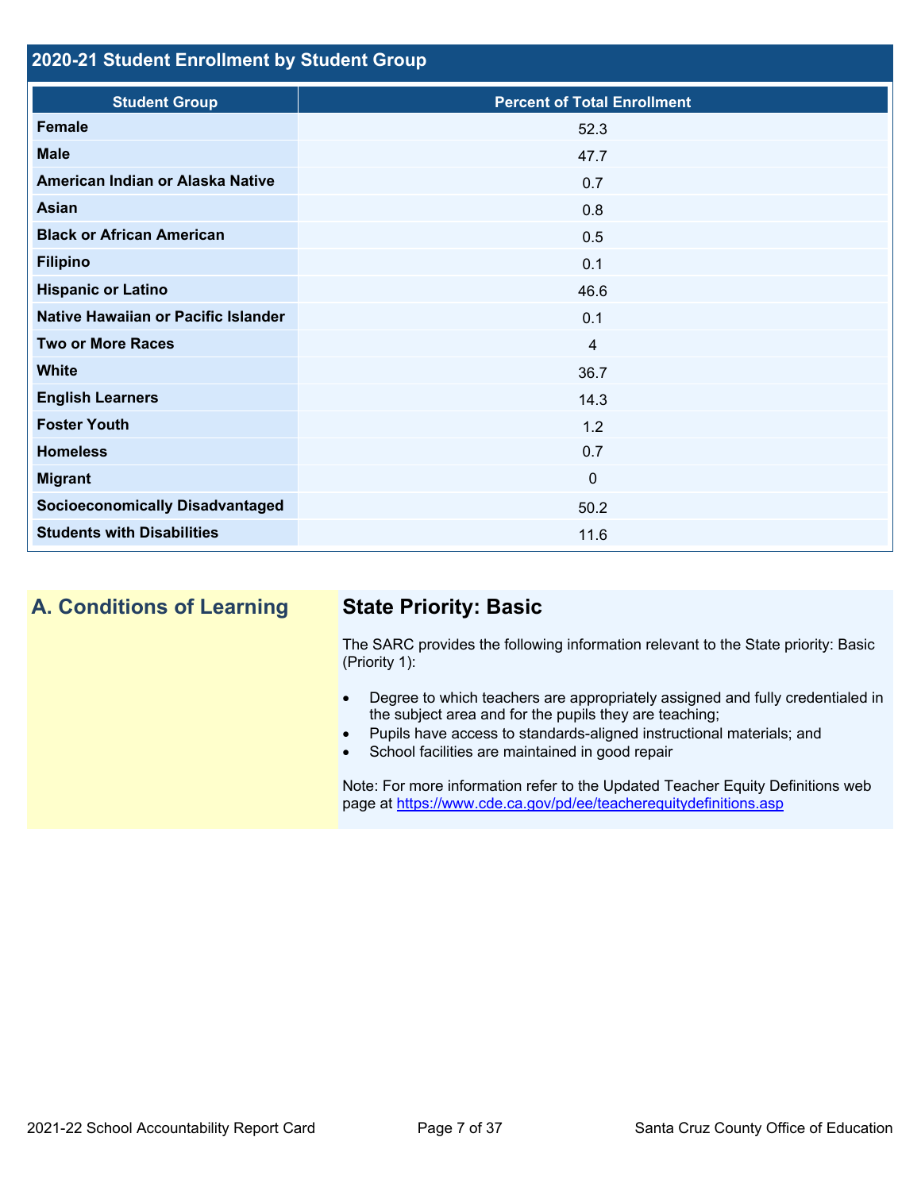## 2020-21 Student Enrollment by Student Group

| Student Group | Percent of Total Enrollment |
|---|---|
| Female | 52.3 |
| Male | 47.7 |
| American Indian or Alaska Native | 0.7 |
| Asian | 0.8 |
| Black or African American | 0.5 |
| Filipino | 0.1 |
| Hispanic or Latino | 46.6 |
| Native Hawaiian or Pacific Islander | 0.1 |
| Two or More Races | 4 |
| White | 36.7 |
| English Learners | 14.3 |
| Foster Youth | 1.2 |
| Homeless | 0.7 |
| Migrant | 0 |
| Socioeconomically Disadvantaged | 50.2 |
| Students with Disabilities | 11.6 |

## A. Conditions of Learning

### State Priority: Basic

The SARC provides the following information relevant to the State priority: Basic (Priority 1):

- Degree to which teachers are appropriately assigned and fully credentialed in the subject area and for the pupils they are teaching;
- Pupils have access to standards-aligned instructional materials; and
- School facilities are maintained in good repair

Note: For more information refer to the Updated Teacher Equity Definitions web page at https://www.cde.ca.gov/pd/ee/teacherequitydefinitions.asp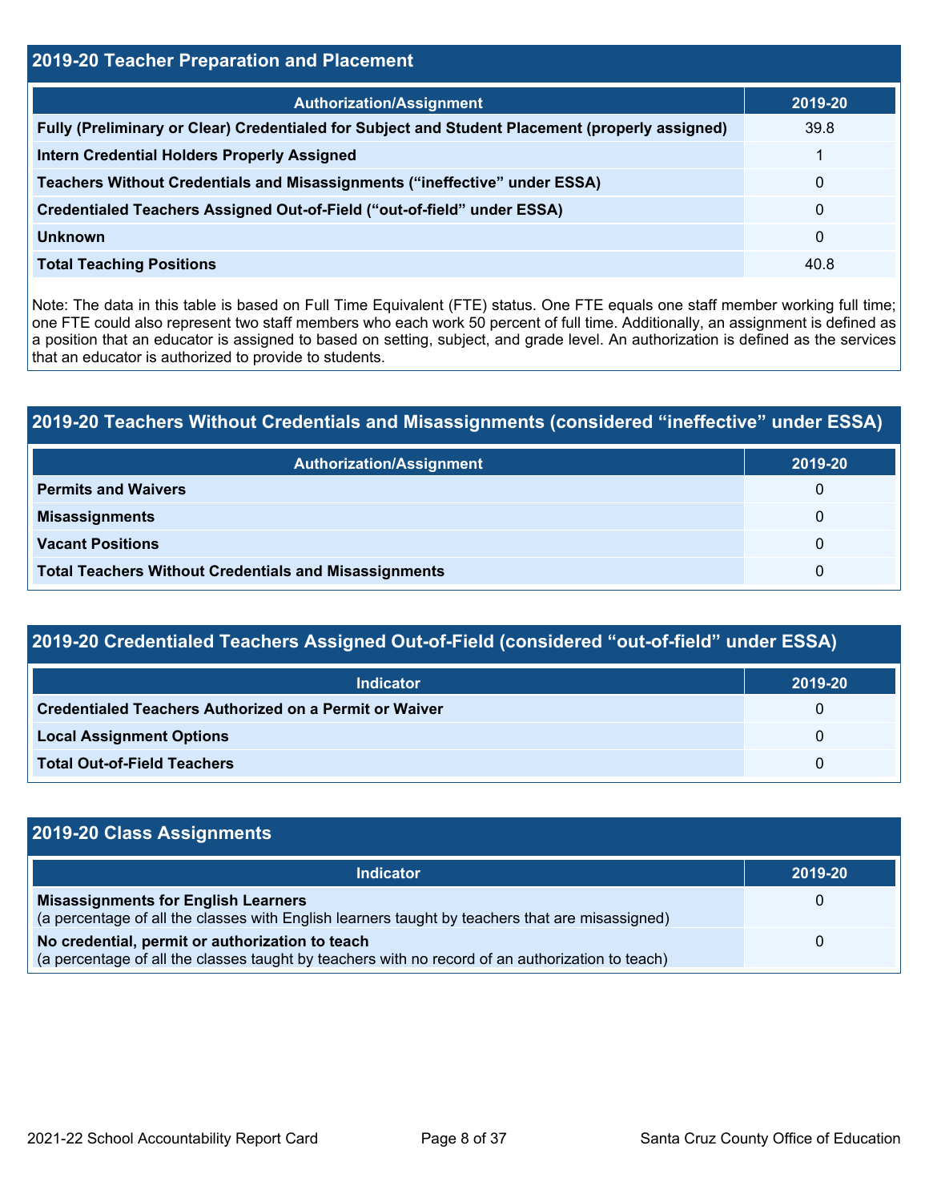## 2019-20 Teacher Preparation and Placement

| Authorization/Assignment | 2019-20 |
| --- | --- |
| **Fully (Preliminary or Clear) Credentialed for Subject and Student Placement (properly assigned)** | 39.8 |
| **Intern Credential Holders Properly Assigned** | 1 |
| **Teachers Without Credentials and Misassignments ("ineffective" under ESSA)** | 0 |
| **Credentialed Teachers Assigned Out-of-Field ("out-of-field" under ESSA)** | 0 |
| **Unknown** | 0 |
| **Total Teaching Positions** | 40.8 |

Note: The data in this table is based on Full Time Equivalent (FTE) status. One FTE equals one staff member working full time; one FTE could also represent two staff members who each work 50 percent of full time. Additionally, an assignment is defined as a position that an educator is assigned to based on setting, subject, and grade level. An authorization is defined as the services that an educator is authorized to provide to students.

## 2019-20 Teachers Without Credentials and Misassignments (considered "ineffective" under ESSA)

| Authorization/Assignment | 2019-20 |
| --- | --- |
| **Permits and Waivers** | 0 |
| **Misassignments** | 0 |
| **Vacant Positions** | 0 |
| **Total Teachers Without Credentials and Misassignments** | 0 |

## 2019-20 Credentialed Teachers Assigned Out-of-Field (considered "out-of-field" under ESSA)

| Indicator | 2019-20 |
| --- | --- |
| **Credentialed Teachers Authorized on a Permit or Waiver** | 0 |
| **Local Assignment Options** | 0 |
| **Total Out-of-Field Teachers** | 0 |

## 2019-20 Class Assignments

| Indicator | 2019-20 |
| --- | --- |
| **Misassignments for English Learners** (a percentage of all the classes with English learners taught by teachers that are misassigned) | 0 |
| **No credential, permit or authorization to teach** (a percentage of all the classes taught by teachers with no record of an authorization to teach) | 0 |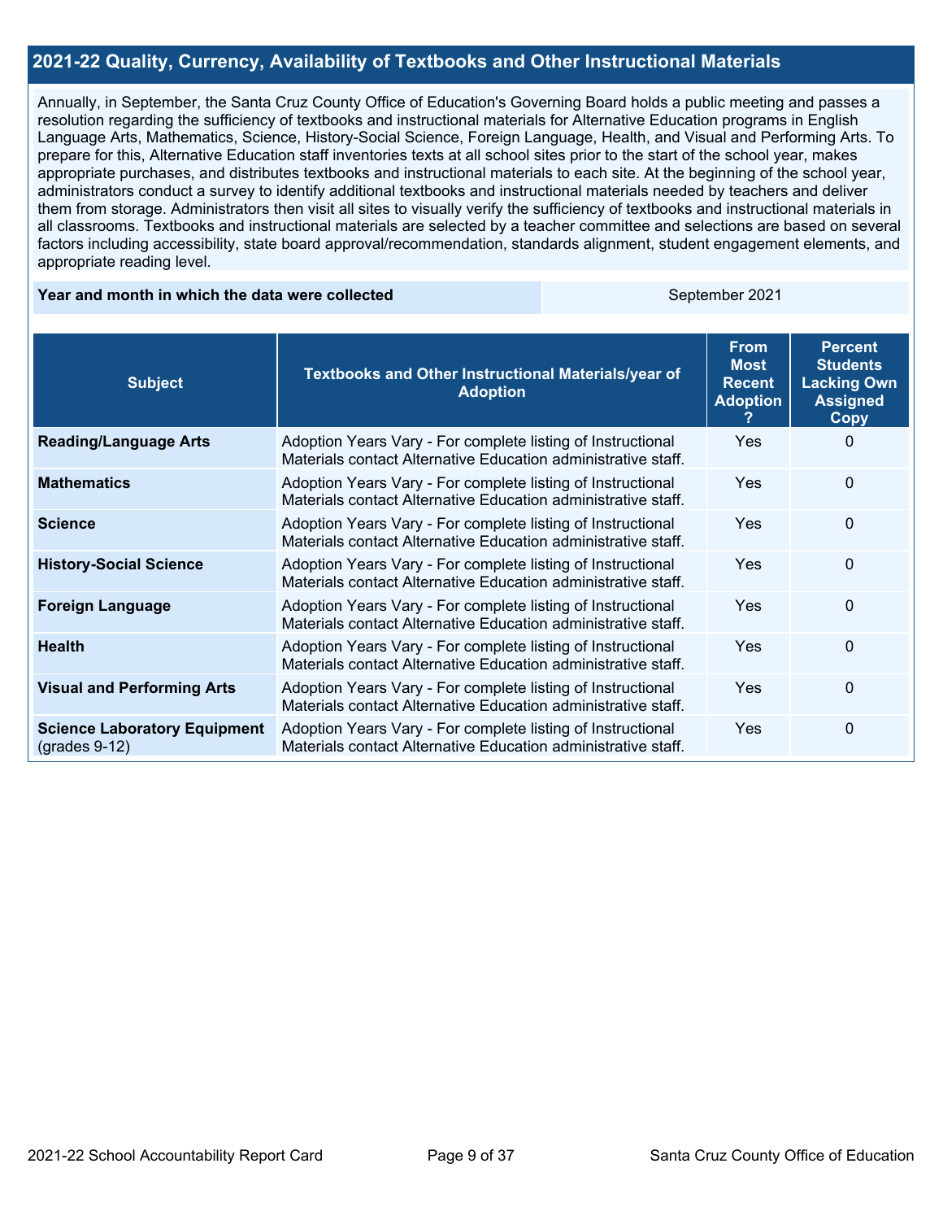## 2021-22 Quality, Currency, Availability of Textbooks and Other Instructional Materials

Annually, in September, the Santa Cruz County Office of Education's Governing Board holds a public meeting and passes a resolution regarding the sufficiency of textbooks and instructional materials for Alternative Education programs in English Language Arts, Mathematics, Science, History-Social Science, Foreign Language, Health, and Visual and Performing Arts. To prepare for this, Alternative Education staff inventories texts at all school sites prior to the start of the school year, makes appropriate purchases, and distributes textbooks and instructional materials to each site. At the beginning of the school year, administrators conduct a survey to identify additional textbooks and instructional materials needed by teachers and deliver them from storage. Administrators then visit all sites to visually verify the sufficiency of textbooks and instructional materials in all classrooms. Textbooks and instructional materials are selected by a teacher committee and selections are based on several factors including accessibility, state board approval/recommendation, standards alignment, student engagement elements, and appropriate reading level.

| Year and month in which the data were collected | September 2021 |
|---|---|

| Subject | Textbooks and Other Instructional Materials/year of Adoption | From Most Recent Adoption ? | Percent Students Lacking Own Assigned Copy |
|---|---|---|---|
| **Reading/Language Arts** | Adoption Years Vary - For complete listing of Instructional Materials contact Alternative Education administrative staff. | Yes | 0 |
| **Mathematics** | Adoption Years Vary - For complete listing of Instructional Materials contact Alternative Education administrative staff. | Yes | 0 |
| **Science** | Adoption Years Vary - For complete listing of Instructional Materials contact Alternative Education administrative staff. | Yes | 0 |
| **History-Social Science** | Adoption Years Vary - For complete listing of Instructional Materials contact Alternative Education administrative staff. | Yes | 0 |
| **Foreign Language** | Adoption Years Vary - For complete listing of Instructional Materials contact Alternative Education administrative staff. | Yes | 0 |
| **Health** | Adoption Years Vary - For complete listing of Instructional Materials contact Alternative Education administrative staff. | Yes | 0 |
| **Visual and Performing Arts** | Adoption Years Vary - For complete listing of Instructional Materials contact Alternative Education administrative staff. | Yes | 0 |
| **Science Laboratory Equipment** (grades 9-12) | Adoption Years Vary - For complete listing of Instructional Materials contact Alternative Education administrative staff. | Yes | 0 |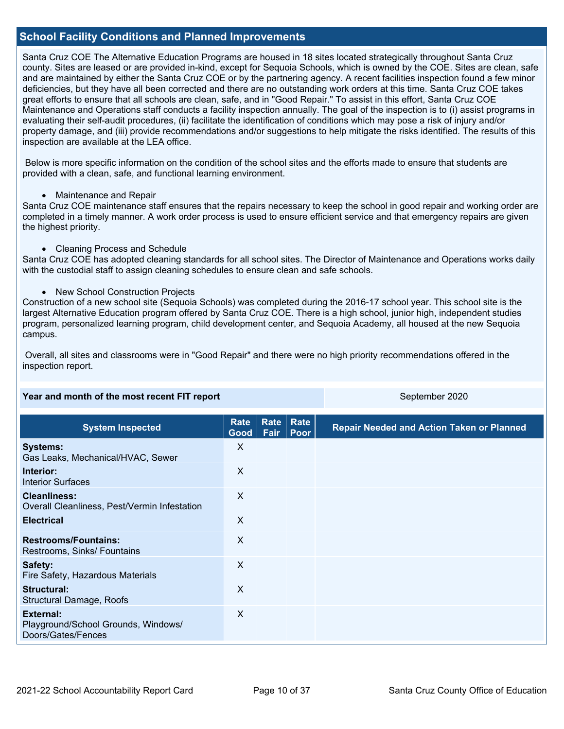## School Facility Conditions and Planned Improvements

Santa Cruz COE The Alternative Education Programs are housed in 18 sites located strategically throughout Santa Cruz county. Sites are leased or are provided in-kind, except for Sequoia Schools, which is owned by the COE. Sites are clean, safe and are maintained by either the Santa Cruz COE or by the partnering agency. A recent facilities inspection found a few minor deficiencies, but they have all been corrected and there are no outstanding work orders at this time. Santa Cruz COE takes great efforts to ensure that all schools are clean, safe, and in "Good Repair." To assist in this effort, Santa Cruz COE Maintenance and Operations staff conducts a facility inspection annually. The goal of the inspection is to (i) assist programs in evaluating their self-audit procedures, (ii) facilitate the identification of conditions which may pose a risk of injury and/or property damage, and (iii) provide recommendations and/or suggestions to help mitigate the risks identified. The results of this inspection are available at the LEA office.

Below is more specific information on the condition of the school sites and the efforts made to ensure that students are provided with a clean, safe, and functional learning environment.

- Maintenance and Repair

Santa Cruz COE maintenance staff ensures that the repairs necessary to keep the school in good repair and working order are completed in a timely manner. A work order process is used to ensure efficient service and that emergency repairs are given the highest priority.

- Cleaning Process and Schedule

Santa Cruz COE has adopted cleaning standards for all school sites. The Director of Maintenance and Operations works daily with the custodial staff to assign cleaning schedules to ensure clean and safe schools.

- New School Construction Projects

Construction of a new school site (Sequoia Schools) was completed during the 2016-17 school year. This school site is the largest Alternative Education program offered by Santa Cruz COE. There is a high school, junior high, independent studies program, personalized learning program, child development center, and Sequoia Academy, all housed at the new Sequoia campus.

Overall, all sites and classrooms were in "Good Repair" and there were no high priority recommendations offered in the inspection report.

| Year and month of the most recent FIT report | September 2020 |
|---|---|

| System Inspected | Rate Good | Rate Fair | Rate Poor | Repair Needed and Action Taken or Planned |
|---|---|---|---|---|
| **Systems:** Gas Leaks, Mechanical/HVAC, Sewer | X | | | |
| **Interior:** Interior Surfaces | X | | | |
| **Cleanliness:** Overall Cleanliness, Pest/Vermin Infestation | X | | | |
| **Electrical** | X | | | |
| **Restrooms/Fountains:** Restrooms, Sinks/ Fountains | X | | | |
| **Safety:** Fire Safety, Hazardous Materials | X | | | |
| **Structural:** Structural Damage, Roofs | X | | | |
| **External:** Playground/School Grounds, Windows/ Doors/Gates/Fences | X | | | |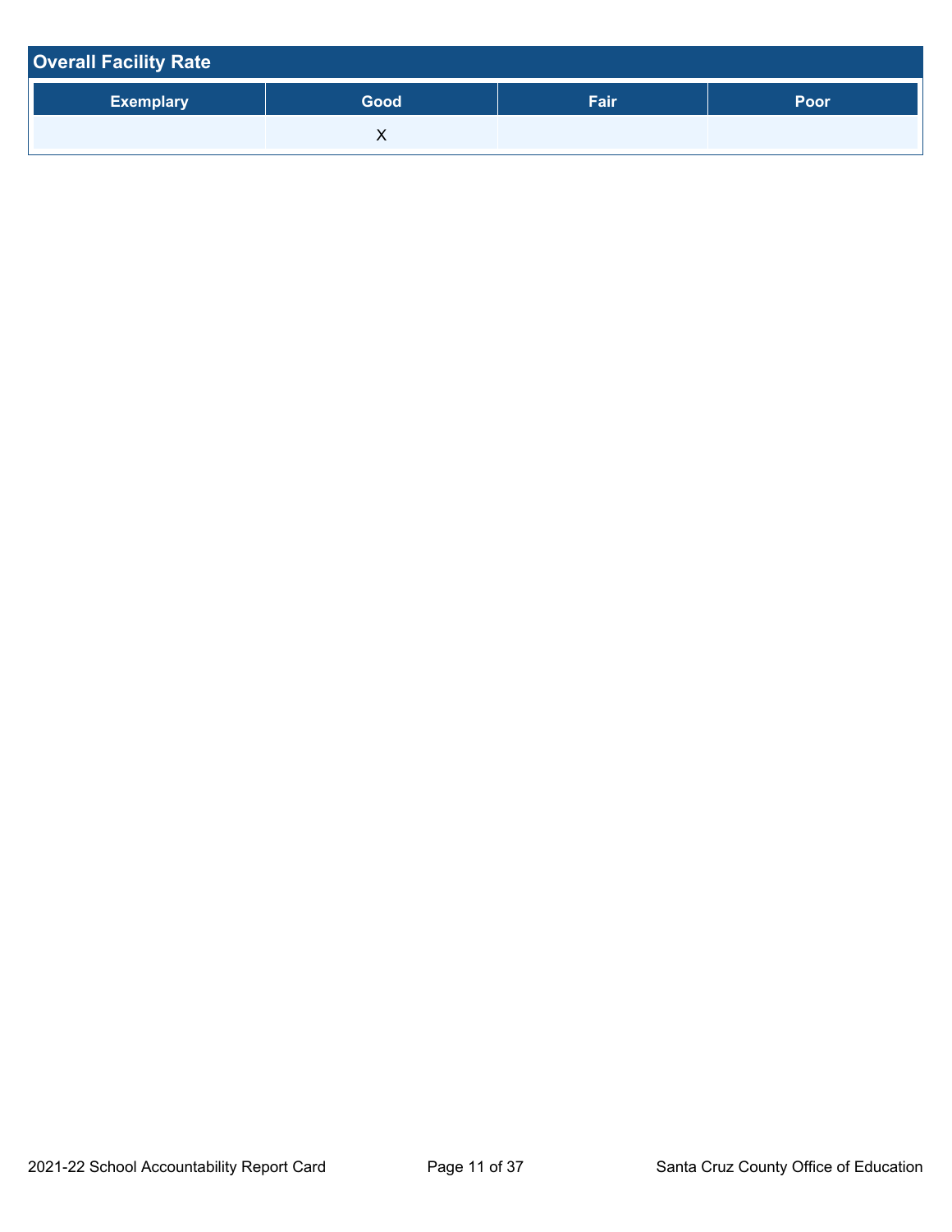## Overall Facility Rate

| Exemplary | Good | Fair | Poor |
|---|---|---|---|
| | X | | |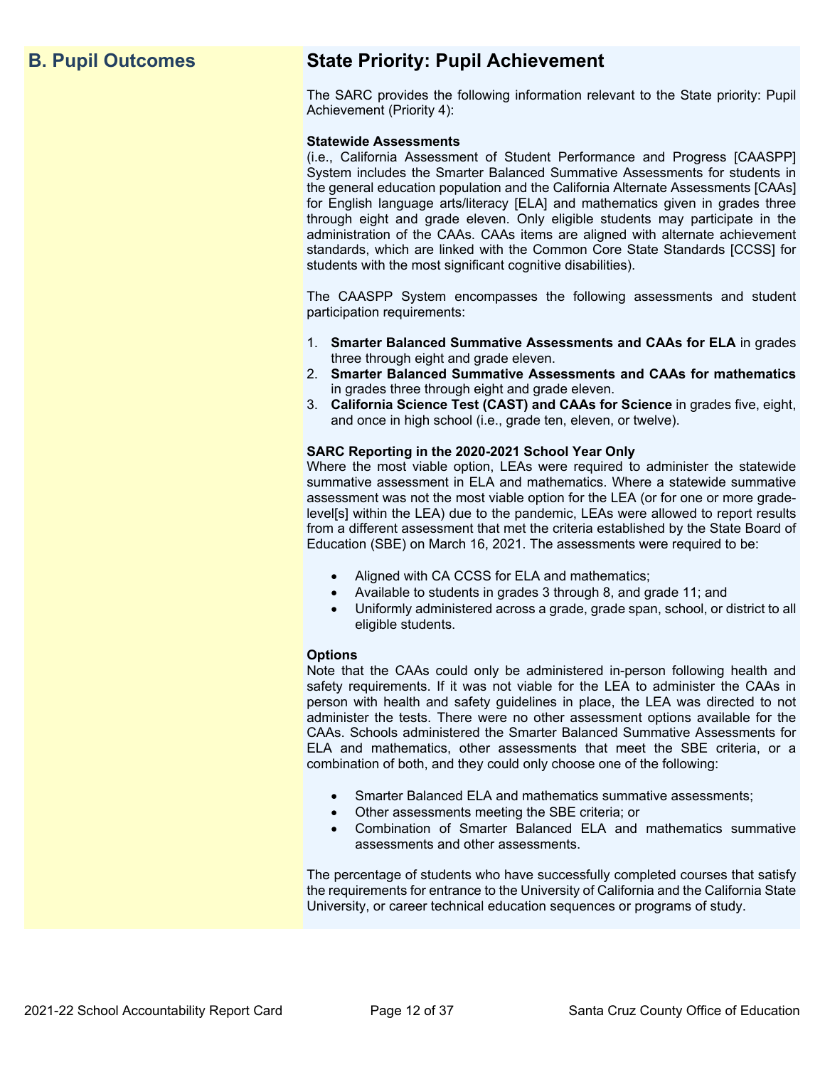## B. Pupil Outcomes

## State Priority: Pupil Achievement

The SARC provides the following information relevant to the State priority: Pupil Achievement (Priority 4):

**Statewide Assessments**
(i.e., California Assessment of Student Performance and Progress [CAASPP] System includes the Smarter Balanced Summative Assessments for students in the general education population and the California Alternate Assessments [CAAs] for English language arts/literacy [ELA] and mathematics given in grades three through eight and grade eleven. Only eligible students may participate in the administration of the CAAs. CAAs items are aligned with alternate achievement standards, which are linked with the Common Core State Standards [CCSS] for students with the most significant cognitive disabilities).

The CAASPP System encompasses the following assessments and student participation requirements:

1. **Smarter Balanced Summative Assessments and CAAs for ELA** in grades three through eight and grade eleven.
2. **Smarter Balanced Summative Assessments and CAAs for mathematics** in grades three through eight and grade eleven.
3. **California Science Test (CAST) and CAAs for Science** in grades five, eight, and once in high school (i.e., grade ten, eleven, or twelve).

**SARC Reporting in the 2020-2021 School Year Only**
Where the most viable option, LEAs were required to administer the statewide summative assessment in ELA and mathematics. Where a statewide summative assessment was not the most viable option for the LEA (or for one or more grade-level[s] within the LEA) due to the pandemic, LEAs were allowed to report results from a different assessment that met the criteria established by the State Board of Education (SBE) on March 16, 2021. The assessments were required to be:

- Aligned with CA CCSS for ELA and mathematics;
- Available to students in grades 3 through 8, and grade 11; and
- Uniformly administered across a grade, grade span, school, or district to all eligible students.

**Options**
Note that the CAAs could only be administered in-person following health and safety requirements. If it was not viable for the LEA to administer the CAAs in person with health and safety guidelines in place, the LEA was directed to not administer the tests. There were no other assessment options available for the CAAs. Schools administered the Smarter Balanced Summative Assessments for ELA and mathematics, other assessments that meet the SBE criteria, or a combination of both, and they could only choose one of the following:

- Smarter Balanced ELA and mathematics summative assessments;
- Other assessments meeting the SBE criteria; or
- Combination of Smarter Balanced ELA and mathematics summative assessments and other assessments.

The percentage of students who have successfully completed courses that satisfy the requirements for entrance to the University of California and the California State University, or career technical education sequences or programs of study.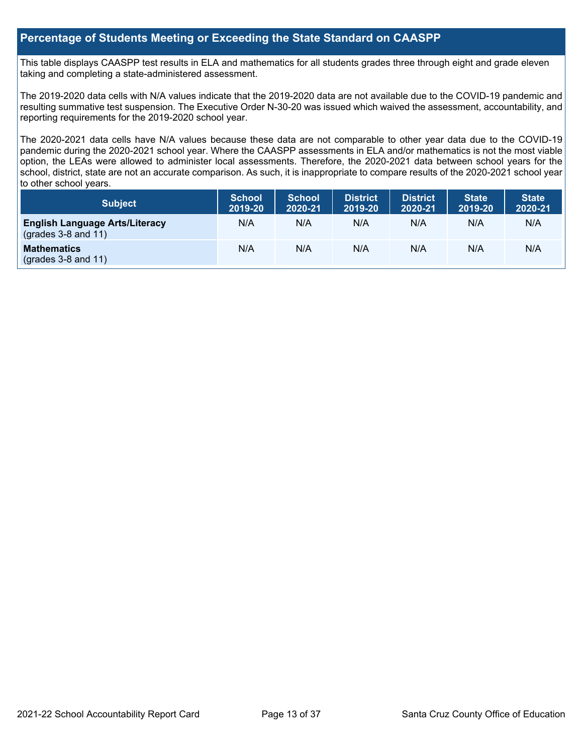## Percentage of Students Meeting or Exceeding the State Standard on CAASPP

This table displays CAASPP test results in ELA and mathematics for all students grades three through eight and grade eleven taking and completing a state-administered assessment.

The 2019-2020 data cells with N/A values indicate that the 2019-2020 data are not available due to the COVID-19 pandemic and resulting summative test suspension. The Executive Order N-30-20 was issued which waived the assessment, accountability, and reporting requirements for the 2019-2020 school year.

The 2020-2021 data cells have N/A values because these data are not comparable to other year data due to the COVID-19 pandemic during the 2020-2021 school year. Where the CAASPP assessments in ELA and/or mathematics is not the most viable option, the LEAs were allowed to administer local assessments. Therefore, the 2020-2021 data between school years for the school, district, state are not an accurate comparison. As such, it is inappropriate to compare results of the 2020-2021 school year to other school years.

| Subject | School 2019-20 | School 2020-21 | District 2019-20 | District 2020-21 | State 2019-20 | State 2020-21 |
|---|---|---|---|---|---|---|
| **English Language Arts/Literacy** (grades 3-8 and 11) | N/A | N/A | N/A | N/A | N/A | N/A |
| **Mathematics** (grades 3-8 and 11) | N/A | N/A | N/A | N/A | N/A | N/A |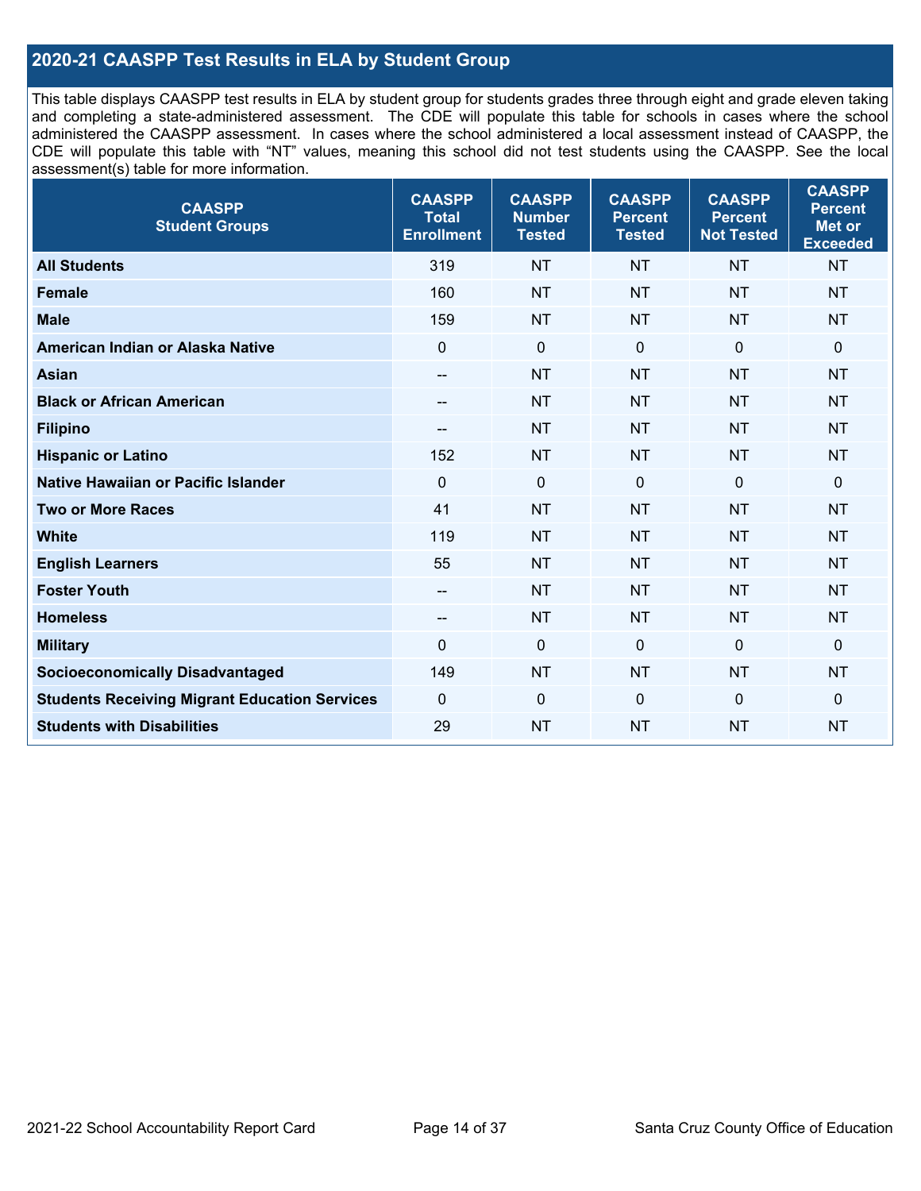## 2020-21 CAASPP Test Results in ELA by Student Group

This table displays CAASPP test results in ELA by student group for students grades three through eight and grade eleven taking and completing a state-administered assessment. The CDE will populate this table for schools in cases where the school administered the CAASPP assessment. In cases where the school administered a local assessment instead of CAASPP, the CDE will populate this table with "NT" values, meaning this school did not test students using the CAASPP. See the local assessment(s) table for more information.

| CAASPP Student Groups | CAASPP Total Enrollment | CAASPP Number Tested | CAASPP Percent Tested | CAASPP Percent Not Tested | CAASPP Percent Met or Exceeded |
|---|---|---|---|---|---|
| **All Students** | 319 | NT | NT | NT | NT |
| **Female** | 160 | NT | NT | NT | NT |
| **Male** | 159 | NT | NT | NT | NT |
| **American Indian or Alaska Native** | 0 | 0 | 0 | 0 | 0 |
| **Asian** | -- | NT | NT | NT | NT |
| **Black or African American** | -- | NT | NT | NT | NT |
| **Filipino** | -- | NT | NT | NT | NT |
| **Hispanic or Latino** | 152 | NT | NT | NT | NT |
| **Native Hawaiian or Pacific Islander** | 0 | 0 | 0 | 0 | 0 |
| **Two or More Races** | 41 | NT | NT | NT | NT |
| **White** | 119 | NT | NT | NT | NT |
| **English Learners** | 55 | NT | NT | NT | NT |
| **Foster Youth** | -- | NT | NT | NT | NT |
| **Homeless** | -- | NT | NT | NT | NT |
| **Military** | 0 | 0 | 0 | 0 | 0 |
| **Socioeconomically Disadvantaged** | 149 | NT | NT | NT | NT |
| **Students Receiving Migrant Education Services** | 0 | 0 | 0 | 0 | 0 |
| **Students with Disabilities** | 29 | NT | NT | NT | NT |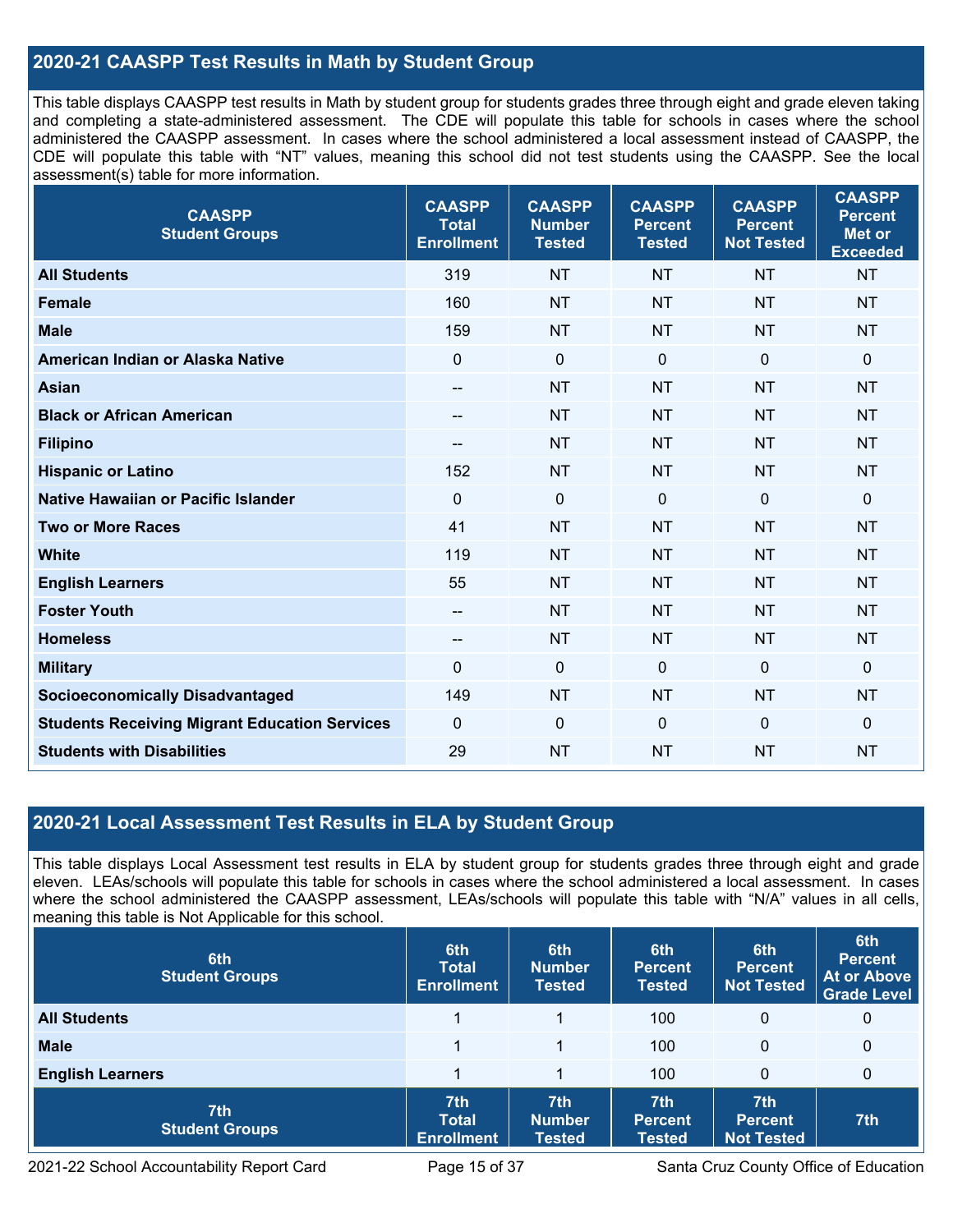## 2020-21 CAASPP Test Results in Math by Student Group

This table displays CAASPP test results in Math by student group for students grades three through eight and grade eleven taking and completing a state-administered assessment. The CDE will populate this table for schools in cases where the school administered the CAASPP assessment. In cases where the school administered a local assessment instead of CAASPP, the CDE will populate this table with "NT" values, meaning this school did not test students using the CAASPP. See the local assessment(s) table for more information.

| CAASPP Student Groups | CAASPP Total Enrollment | CAASPP Number Tested | CAASPP Percent Tested | CAASPP Percent Not Tested | CAASPP Percent Met or Exceeded |
|---|---|---|---|---|---|
| **All Students** | 319 | NT | NT | NT | NT |
| **Female** | 160 | NT | NT | NT | NT |
| **Male** | 159 | NT | NT | NT | NT |
| **American Indian or Alaska Native** | 0 | 0 | 0 | 0 | 0 |
| **Asian** | -- | NT | NT | NT | NT |
| **Black or African American** | -- | NT | NT | NT | NT |
| **Filipino** | -- | NT | NT | NT | NT |
| **Hispanic or Latino** | 152 | NT | NT | NT | NT |
| **Native Hawaiian or Pacific Islander** | 0 | 0 | 0 | 0 | 0 |
| **Two or More Races** | 41 | NT | NT | NT | NT |
| **White** | 119 | NT | NT | NT | NT |
| **English Learners** | 55 | NT | NT | NT | NT |
| **Foster Youth** | -- | NT | NT | NT | NT |
| **Homeless** | -- | NT | NT | NT | NT |
| **Military** | 0 | 0 | 0 | 0 | 0 |
| **Socioeconomically Disadvantaged** | 149 | NT | NT | NT | NT |
| **Students Receiving Migrant Education Services** | 0 | 0 | 0 | 0 | 0 |
| **Students with Disabilities** | 29 | NT | NT | NT | NT |

## 2020-21 Local Assessment Test Results in ELA by Student Group

This table displays Local Assessment test results in ELA by student group for students grades three through eight and grade eleven. LEAs/schools will populate this table for schools in cases where the school administered a local assessment. In cases where the school administered the CAASPP assessment, LEAs/schools will populate this table with "N/A" values in all cells, meaning this table is Not Applicable for this school.

| 6th Student Groups | 6th Total Enrollment | 6th Number Tested | 6th Percent Tested | 6th Percent Not Tested | 6th Percent At or Above Grade Level |
|---|---|---|---|---|---|
| **All Students** | 1 | 1 | 100 | 0 | 0 |
| **Male** | 1 | 1 | 100 | 0 | 0 |
| **English Learners** | 1 | 1 | 100 | 0 | 0 |
| **7th Student Groups** | **7th Total Enrollment** | **7th Number Tested** | **7th Percent Tested** | **7th Percent Not Tested** | **7th** |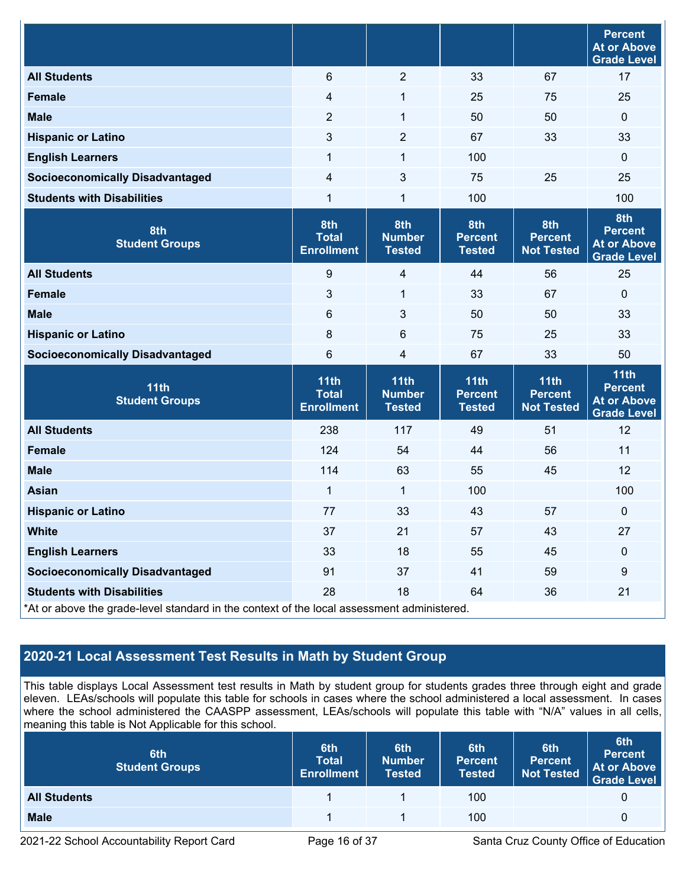| | | | | | Percent At or Above Grade Level |
|---|---|---|---|---|---|
| All Students | 6 | 2 | 33 | 67 | 17 |
| Female | 4 | 1 | 25 | 75 | 25 |
| Male | 2 | 1 | 50 | 50 | 0 |
| Hispanic or Latino | 3 | 2 | 67 | 33 | 33 |
| English Learners | 1 | 1 | 100 | | 0 |
| Socioeconomically Disadvantaged | 4 | 3 | 75 | 25 | 25 |
| Students with Disabilities | 1 | 1 | 100 | | 100 |

| 8th Student Groups | 8th Total Enrollment | 8th Number Tested | 8th Percent Tested | 8th Percent Not Tested | 8th Percent At or Above Grade Level |
|---|---|---|---|---|---|
| All Students | 9 | 4 | 44 | 56 | 25 |
| Female | 3 | 1 | 33 | 67 | 0 |
| Male | 6 | 3 | 50 | 50 | 33 |
| Hispanic or Latino | 8 | 6 | 75 | 25 | 33 |
| Socioeconomically Disadvantaged | 6 | 4 | 67 | 33 | 50 |

| 11th Student Groups | 11th Total Enrollment | 11th Number Tested | 11th Percent Tested | 11th Percent Not Tested | 11th Percent At or Above Grade Level |
|---|---|---|---|---|---|
| All Students | 238 | 117 | 49 | 51 | 12 |
| Female | 124 | 54 | 44 | 56 | 11 |
| Male | 114 | 63 | 55 | 45 | 12 |
| Asian | 1 | 1 | 100 | | 100 |
| Hispanic or Latino | 77 | 33 | 43 | 57 | 0 |
| White | 37 | 21 | 57 | 43 | 27 |
| English Learners | 33 | 18 | 55 | 45 | 0 |
| Socioeconomically Disadvantaged | 91 | 37 | 41 | 59 | 9 |
| Students with Disabilities | 28 | 18 | 64 | 36 | 21 |

*At or above the grade-level standard in the context of the local assessment administered.

## 2020-21 Local Assessment Test Results in Math by Student Group

This table displays Local Assessment test results in Math by student group for students grades three through eight and grade eleven. LEAs/schools will populate this table for schools in cases where the school administered a local assessment. In cases where the school administered the CAASPP assessment, LEAs/schools will populate this table with "N/A" values in all cells, meaning this table is Not Applicable for this school.

| 6th Student Groups | 6th Total Enrollment | 6th Number Tested | 6th Percent Tested | 6th Percent Not Tested | 6th Percent At or Above Grade Level |
|---|---|---|---|---|---|
| All Students | 1 | 1 | 100 | | 0 |
| Male | 1 | 1 | 100 | | 0 |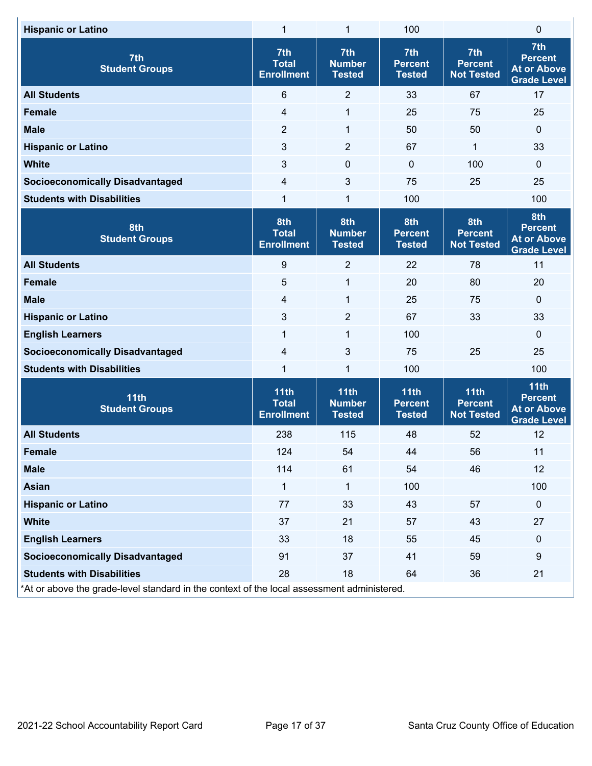| Hispanic or Latino | 1 | 1 | 100 | | 0 |
|---|---|---|---|---|---|
| **7th Student Groups** | **7th Total Enrollment** | **7th Number Tested** | **7th Percent Tested** | **7th Percent Not Tested** | **7th Percent At or Above Grade Level** |
| All Students | 6 | 2 | 33 | 67 | 17 |
| Female | 4 | 1 | 25 | 75 | 25 |
| Male | 2 | 1 | 50 | 50 | 0 |
| Hispanic or Latino | 3 | 2 | 67 | 1 | 33 |
| White | 3 | 0 | 0 | 100 | 0 |
| Socioeconomically Disadvantaged | 4 | 3 | 75 | 25 | 25 |
| Students with Disabilities | 1 | 1 | 100 | | 100 |
| **8th Student Groups** | **8th Total Enrollment** | **8th Number Tested** | **8th Percent Tested** | **8th Percent Not Tested** | **8th Percent At or Above Grade Level** |
| All Students | 9 | 2 | 22 | 78 | 11 |
| Female | 5 | 1 | 20 | 80 | 20 |
| Male | 4 | 1 | 25 | 75 | 0 |
| Hispanic or Latino | 3 | 2 | 67 | 33 | 33 |
| English Learners | 1 | 1 | 100 | | 0 |
| Socioeconomically Disadvantaged | 4 | 3 | 75 | 25 | 25 |
| Students with Disabilities | 1 | 1 | 100 | | 100 |
| **11th Student Groups** | **11th Total Enrollment** | **11th Number Tested** | **11th Percent Tested** | **11th Percent Not Tested** | **11th Percent At or Above Grade Level** |
| All Students | 238 | 115 | 48 | 52 | 12 |
| Female | 124 | 54 | 44 | 56 | 11 |
| Male | 114 | 61 | 54 | 46 | 12 |
| Asian | 1 | 1 | 100 | | 100 |
| Hispanic or Latino | 77 | 33 | 43 | 57 | 0 |
| White | 37 | 21 | 57 | 43 | 27 |
| English Learners | 33 | 18 | 55 | 45 | 0 |
| Socioeconomically Disadvantaged | 91 | 37 | 41 | 59 | 9 |
| Students with Disabilities | 28 | 18 | 64 | 36 | 21 |

*At or above the grade-level standard in the context of the local assessment administered.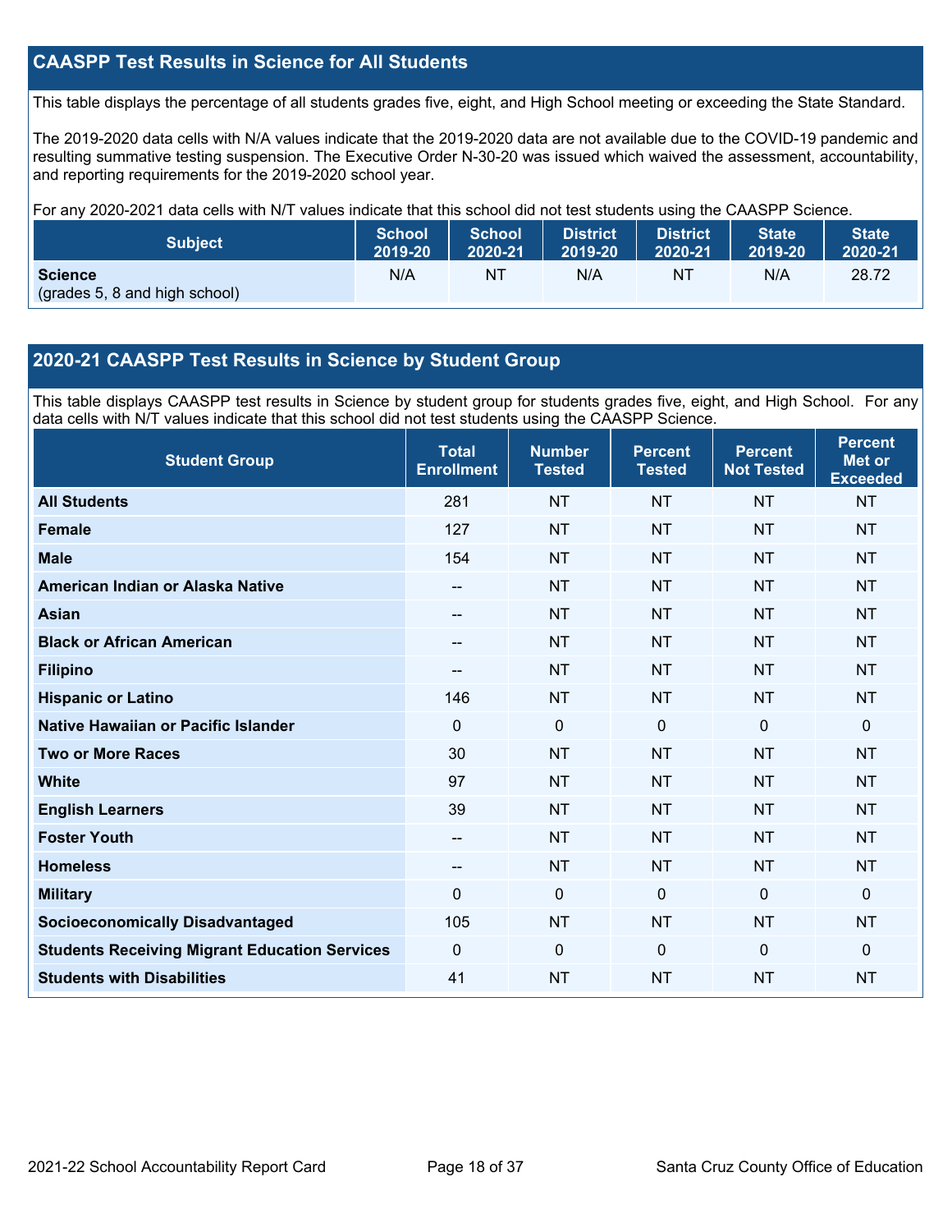## CAASPP Test Results in Science for All Students

This table displays the percentage of all students grades five, eight, and High School meeting or exceeding the State Standard.

The 2019-2020 data cells with N/A values indicate that the 2019-2020 data are not available due to the COVID-19 pandemic and resulting summative testing suspension. The Executive Order N-30-20 was issued which waived the assessment, accountability, and reporting requirements for the 2019-2020 school year.

For any 2020-2021 data cells with N/T values indicate that this school did not test students using the CAASPP Science.

| Subject | School 2019-20 | School 2020-21 | District 2019-20 | District 2020-21 | State 2019-20 | State 2020-21 |
|---|---|---|---|---|---|---|
| **Science** (grades 5, 8 and high school) | N/A | NT | N/A | NT | N/A | 28.72 |

## 2020-21 CAASPP Test Results in Science by Student Group

This table displays CAASPP test results in Science by student group for students grades five, eight, and High School. For any data cells with N/T values indicate that this school did not test students using the CAASPP Science.

| Student Group | Total Enrollment | Number Tested | Percent Tested | Percent Not Tested | Percent Met or Exceeded |
|---|---|---|---|---|---|
| **All Students** | 281 | NT | NT | NT | NT |
| **Female** | 127 | NT | NT | NT | NT |
| **Male** | 154 | NT | NT | NT | NT |
| **American Indian or Alaska Native** | -- | NT | NT | NT | NT |
| **Asian** | -- | NT | NT | NT | NT |
| **Black or African American** | -- | NT | NT | NT | NT |
| **Filipino** | -- | NT | NT | NT | NT |
| **Hispanic or Latino** | 146 | NT | NT | NT | NT |
| **Native Hawaiian or Pacific Islander** | 0 | 0 | 0 | 0 | 0 |
| **Two or More Races** | 30 | NT | NT | NT | NT |
| **White** | 97 | NT | NT | NT | NT |
| **English Learners** | 39 | NT | NT | NT | NT |
| **Foster Youth** | -- | NT | NT | NT | NT |
| **Homeless** | -- | NT | NT | NT | NT |
| **Military** | 0 | 0 | 0 | 0 | 0 |
| **Socioeconomically Disadvantaged** | 105 | NT | NT | NT | NT |
| **Students Receiving Migrant Education Services** | 0 | 0 | 0 | 0 | 0 |
| **Students with Disabilities** | 41 | NT | NT | NT | NT |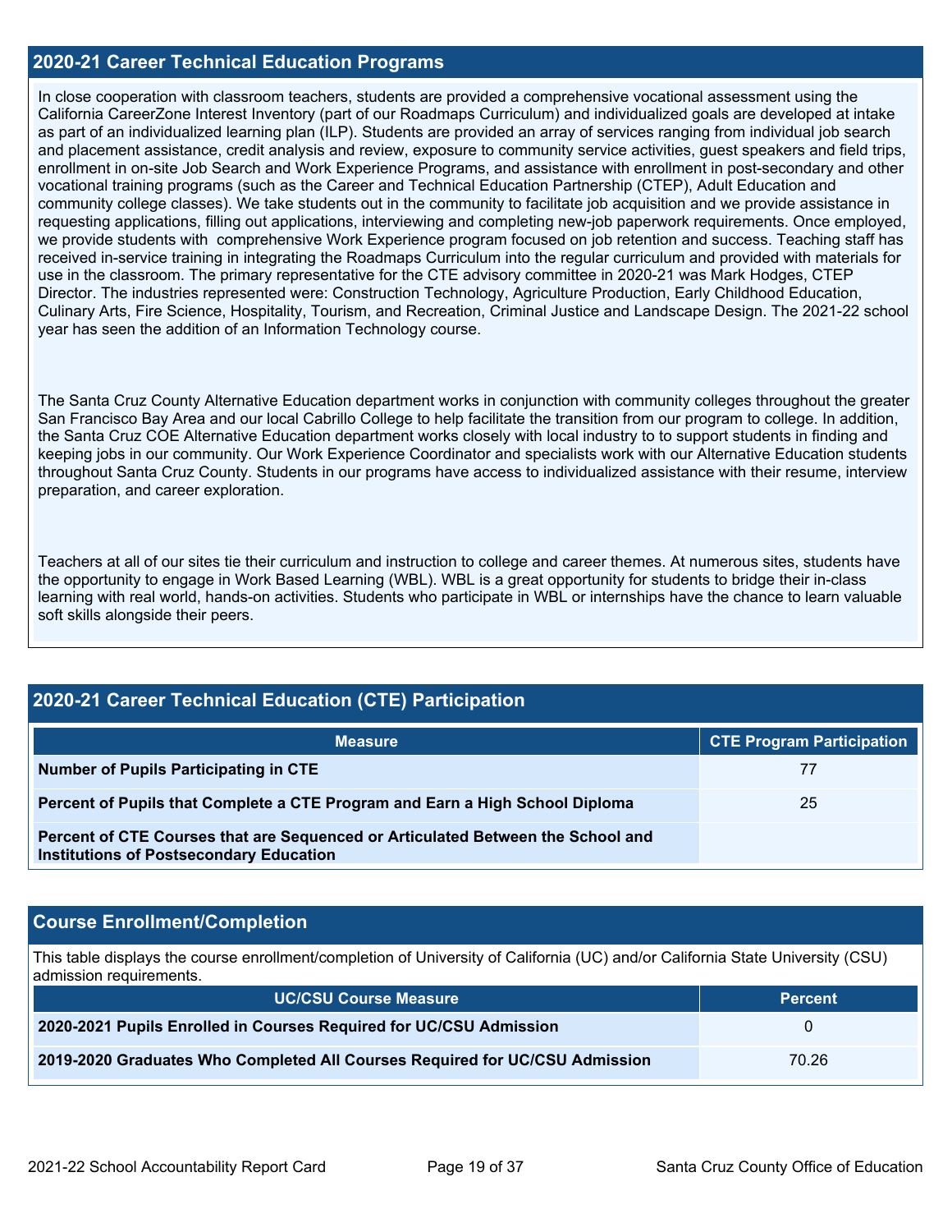## 2020-21 Career Technical Education Programs

In close cooperation with classroom teachers, students are provided a comprehensive vocational assessment using the California CareerZone Interest Inventory (part of our Roadmaps Curriculum) and individualized goals are developed at intake as part of an individualized learning plan (ILP). Students are provided an array of services ranging from individual job search and placement assistance, credit analysis and review, exposure to community service activities, guest speakers and field trips, enrollment in on-site Job Search and Work Experience Programs, and assistance with enrollment in post-secondary and other vocational training programs (such as the Career and Technical Education Partnership (CTEP), Adult Education and community college classes). We take students out in the community to facilitate job acquisition and we provide assistance in requesting applications, filling out applications, interviewing and completing new-job paperwork requirements. Once employed, we provide students with comprehensive Work Experience program focused on job retention and success. Teaching staff has received in-service training in integrating the Roadmaps Curriculum into the regular curriculum and provided with materials for use in the classroom. The primary representative for the CTE advisory committee in 2020-21 was Mark Hodges, CTEP Director. The industries represented were: Construction Technology, Agriculture Production, Early Childhood Education, Culinary Arts, Fire Science, Hospitality, Tourism, and Recreation, Criminal Justice and Landscape Design. The 2021-22 school year has seen the addition of an Information Technology course.

The Santa Cruz County Alternative Education department works in conjunction with community colleges throughout the greater San Francisco Bay Area and our local Cabrillo College to help facilitate the transition from our program to college. In addition, the Santa Cruz COE Alternative Education department works closely with local industry to to support students in finding and keeping jobs in our community. Our Work Experience Coordinator and specialists work with our Alternative Education students throughout Santa Cruz County. Students in our programs have access to individualized assistance with their resume, interview preparation, and career exploration.

Teachers at all of our sites tie their curriculum and instruction to college and career themes. At numerous sites, students have the opportunity to engage in Work Based Learning (WBL). WBL is a great opportunity for students to bridge their in-class learning with real world, hands-on activities. Students who participate in WBL or internships have the chance to learn valuable soft skills alongside their peers.

## 2020-21 Career Technical Education (CTE) Participation

| Measure | CTE Program Participation |
|---|---|
| **Number of Pupils Participating in CTE** | 77 |
| **Percent of Pupils that Complete a CTE Program and Earn a High School Diploma** | 25 |
| **Percent of CTE Courses that are Sequenced or Articulated Between the School and Institutions of Postsecondary Education** | |

## Course Enrollment/Completion

This table displays the course enrollment/completion of University of California (UC) and/or California State University (CSU) admission requirements.

| UC/CSU Course Measure | Percent |
|---|---|
| **2020-2021 Pupils Enrolled in Courses Required for UC/CSU Admission** | 0 |
| **2019-2020 Graduates Who Completed All Courses Required for UC/CSU Admission** | 70.26 |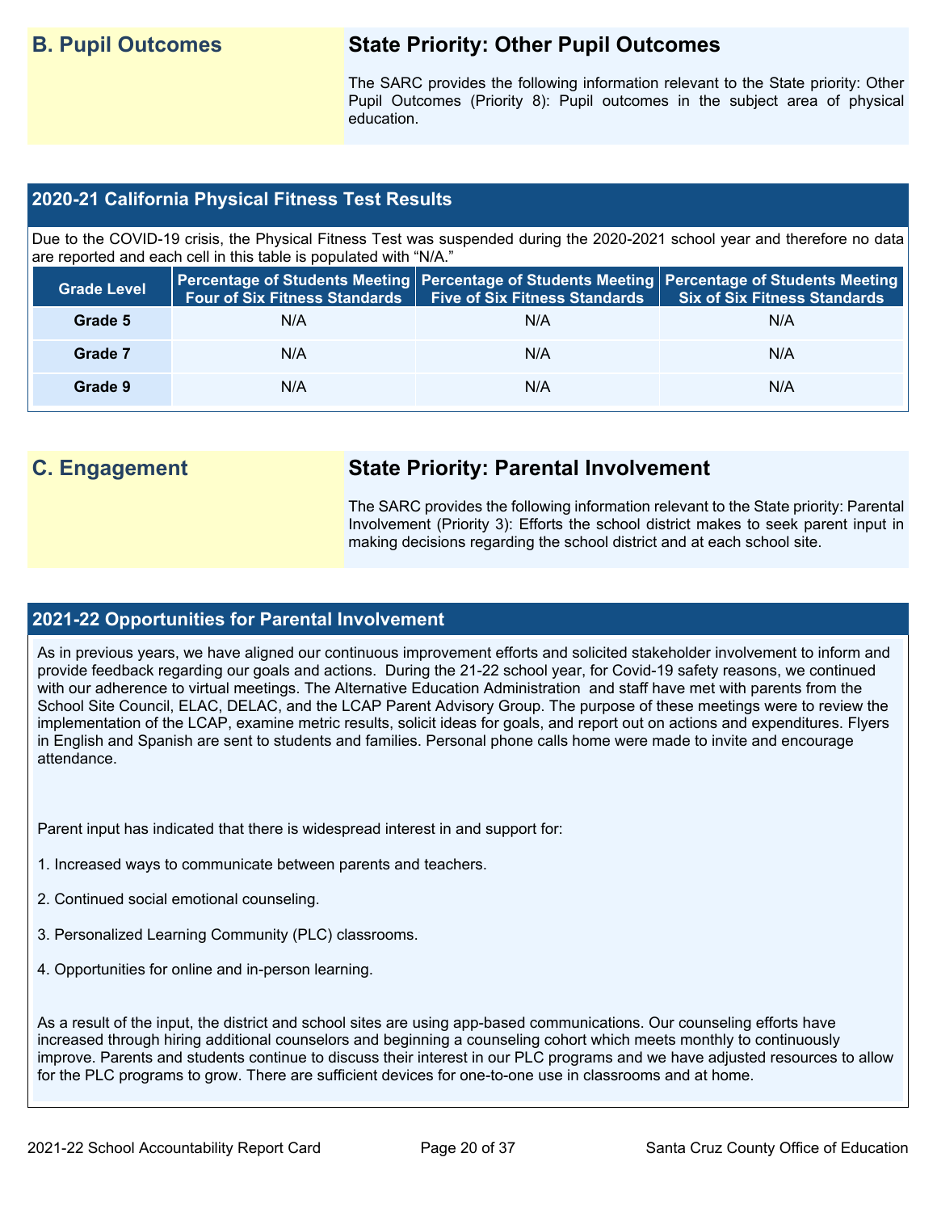## B. Pupil Outcomes

### State Priority: Other Pupil Outcomes

The SARC provides the following information relevant to the State priority: Other Pupil Outcomes (Priority 8): Pupil outcomes in the subject area of physical education.

### 2020-21 California Physical Fitness Test Results

Due to the COVID-19 crisis, the Physical Fitness Test was suspended during the 2020-2021 school year and therefore no data are reported and each cell in this table is populated with "N/A."

| Grade Level | Percentage of Students Meeting Four of Six Fitness Standards | Percentage of Students Meeting Five of Six Fitness Standards | Percentage of Students Meeting Six of Six Fitness Standards |
|---|---|---|---|
| Grade 5 | N/A | N/A | N/A |
| Grade 7 | N/A | N/A | N/A |
| Grade 9 | N/A | N/A | N/A |

## C. Engagement

### State Priority: Parental Involvement

The SARC provides the following information relevant to the State priority: Parental Involvement (Priority 3): Efforts the school district makes to seek parent input in making decisions regarding the school district and at each school site.

### 2021-22 Opportunities for Parental Involvement

As in previous years, we have aligned our continuous improvement efforts and solicited stakeholder involvement to inform and provide feedback regarding our goals and actions. During the 21-22 school year, for Covid-19 safety reasons, we continued with our adherence to virtual meetings. The Alternative Education Administration and staff have met with parents from the School Site Council, ELAC, DELAC, and the LCAP Parent Advisory Group. The purpose of these meetings were to review the implementation of the LCAP, examine metric results, solicit ideas for goals, and report out on actions and expenditures. Flyers in English and Spanish are sent to students and families. Personal phone calls home were made to invite and encourage attendance.

Parent input has indicated that there is widespread interest in and support for:

1. Increased ways to communicate between parents and teachers.

2. Continued social emotional counseling.

3. Personalized Learning Community (PLC) classrooms.

4. Opportunities for online and in-person learning.

As a result of the input, the district and school sites are using app-based communications. Our counseling efforts have increased through hiring additional counselors and beginning a counseling cohort which meets monthly to continuously improve. Parents and students continue to discuss their interest in our PLC programs and we have adjusted resources to allow for the PLC programs to grow. There are sufficient devices for one-to-one use in classrooms and at home.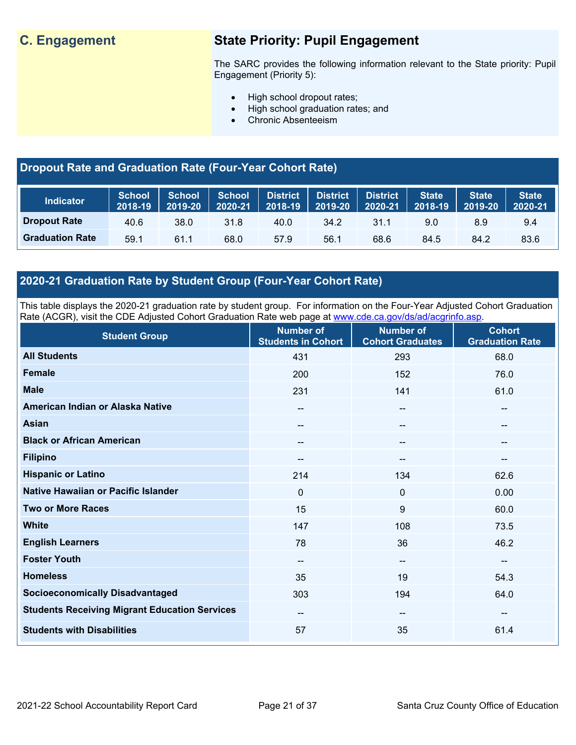## C. Engagement

### State Priority: Pupil Engagement

The SARC provides the following information relevant to the State priority: Pupil Engagement (Priority 5):

- High school dropout rates;
- High school graduation rates; and
- Chronic Absenteeism

### Dropout Rate and Graduation Rate (Four-Year Cohort Rate)

| Indicator | School 2018-19 | School 2019-20 | School 2020-21 | District 2018-19 | District 2019-20 | District 2020-21 | State 2018-19 | State 2019-20 | State 2020-21 |
|---|---|---|---|---|---|---|---|---|---|
| Dropout Rate | 40.6 | 38.0 | 31.8 | 40.0 | 34.2 | 31.1 | 9.0 | 8.9 | 9.4 |
| Graduation Rate | 59.1 | 61.1 | 68.0 | 57.9 | 56.1 | 68.6 | 84.5 | 84.2 | 83.6 |

### 2020-21 Graduation Rate by Student Group (Four-Year Cohort Rate)

This table displays the 2020-21 graduation rate by student group. For information on the Four-Year Adjusted Cohort Graduation Rate (ACGR), visit the CDE Adjusted Cohort Graduation Rate web page at www.cde.ca.gov/ds/ad/acgrinfo.asp.

| Student Group | Number of Students in Cohort | Number of Cohort Graduates | Cohort Graduation Rate |
|---|---|---|---|
| All Students | 431 | 293 | 68.0 |
| Female | 200 | 152 | 76.0 |
| Male | 231 | 141 | 61.0 |
| American Indian or Alaska Native | -- | -- | -- |
| Asian | -- | -- | -- |
| Black or African American | -- | -- | -- |
| Filipino | -- | -- | -- |
| Hispanic or Latino | 214 | 134 | 62.6 |
| Native Hawaiian or Pacific Islander | 0 | 0 | 0.00 |
| Two or More Races | 15 | 9 | 60.0 |
| White | 147 | 108 | 73.5 |
| English Learners | 78 | 36 | 46.2 |
| Foster Youth | -- | -- | -- |
| Homeless | 35 | 19 | 54.3 |
| Socioeconomically Disadvantaged | 303 | 194 | 64.0 |
| Students Receiving Migrant Education Services | -- | -- | -- |
| Students with Disabilities | 57 | 35 | 61.4 |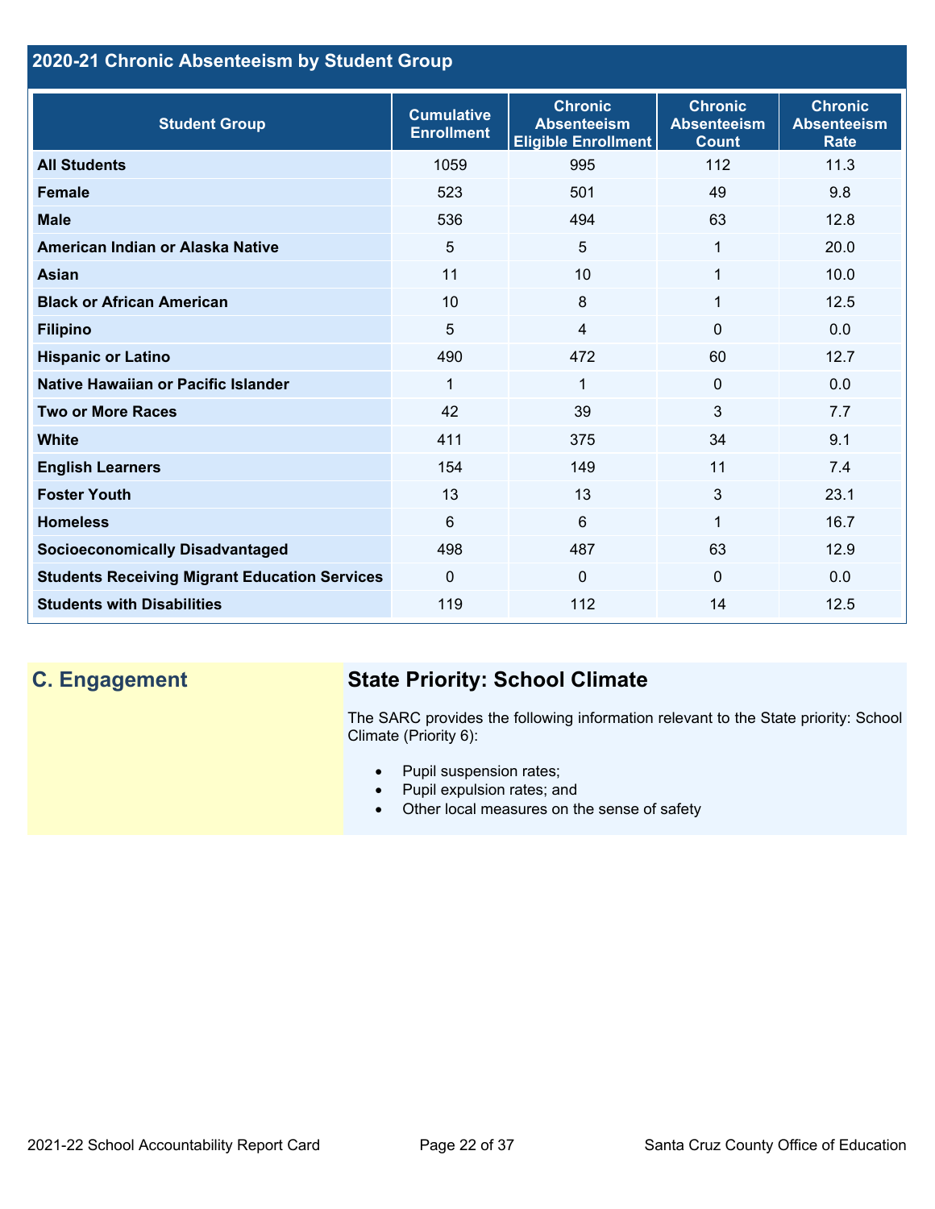## 2020-21 Chronic Absenteeism by Student Group

| Student Group | Cumulative Enrollment | Chronic Absenteeism Eligible Enrollment | Chronic Absenteeism Count | Chronic Absenteeism Rate |
|---|---|---|---|---|
| **All Students** | 1059 | 995 | 112 | 11.3 |
| **Female** | 523 | 501 | 49 | 9.8 |
| **Male** | 536 | 494 | 63 | 12.8 |
| **American Indian or Alaska Native** | 5 | 5 | 1 | 20.0 |
| **Asian** | 11 | 10 | 1 | 10.0 |
| **Black or African American** | 10 | 8 | 1 | 12.5 |
| **Filipino** | 5 | 4 | 0 | 0.0 |
| **Hispanic or Latino** | 490 | 472 | 60 | 12.7 |
| **Native Hawaiian or Pacific Islander** | 1 | 1 | 0 | 0.0 |
| **Two or More Races** | 42 | 39 | 3 | 7.7 |
| **White** | 411 | 375 | 34 | 9.1 |
| **English Learners** | 154 | 149 | 11 | 7.4 |
| **Foster Youth** | 13 | 13 | 3 | 23.1 |
| **Homeless** | 6 | 6 | 1 | 16.7 |
| **Socioeconomically Disadvantaged** | 498 | 487 | 63 | 12.9 |
| **Students Receiving Migrant Education Services** | 0 | 0 | 0 | 0.0 |
| **Students with Disabilities** | 119 | 112 | 14 | 12.5 |

## C. Engagement

### State Priority: School Climate

The SARC provides the following information relevant to the State priority: School Climate (Priority 6):

- Pupil suspension rates;
- Pupil expulsion rates; and
- Other local measures on the sense of safety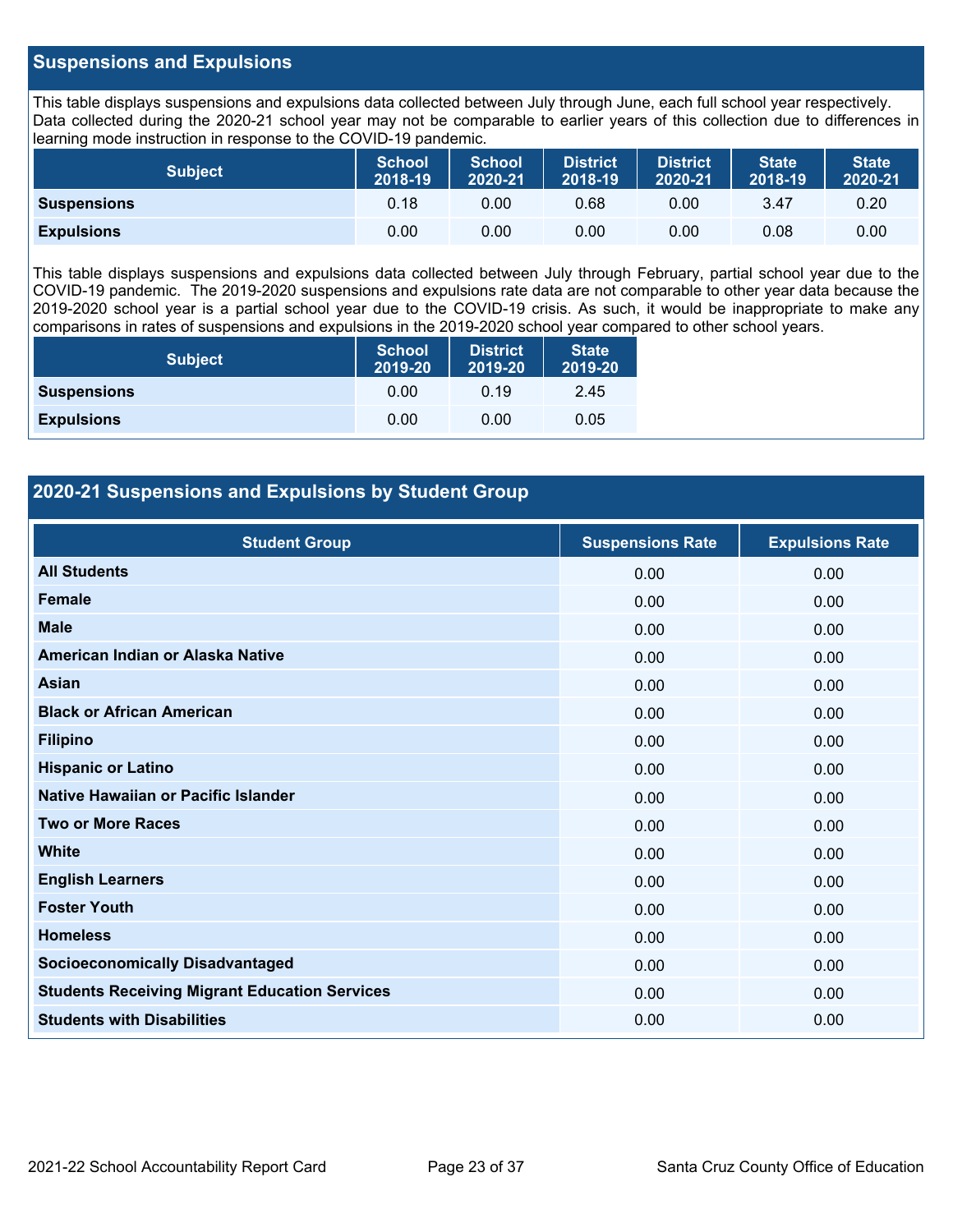## Suspensions and Expulsions

This table displays suspensions and expulsions data collected between July through June, each full school year respectively. Data collected during the 2020-21 school year may not be comparable to earlier years of this collection due to differences in learning mode instruction in response to the COVID-19 pandemic.

| Subject | School 2018-19 | School 2020-21 | District 2018-19 | District 2020-21 | State 2018-19 | State 2020-21 |
|---|---|---|---|---|---|---|
| **Suspensions** | 0.18 | 0.00 | 0.68 | 0.00 | 3.47 | 0.20 |
| **Expulsions** | 0.00 | 0.00 | 0.00 | 0.00 | 0.08 | 0.00 |

This table displays suspensions and expulsions data collected between July through February, partial school year due to the COVID-19 pandemic. The 2019-2020 suspensions and expulsions rate data are not comparable to other year data because the 2019-2020 school year is a partial school year due to the COVID-19 crisis. As such, it would be inappropriate to make any comparisons in rates of suspensions and expulsions in the 2019-2020 school year compared to other school years.

| Subject | School 2019-20 | District 2019-20 | State 2019-20 |
|---|---|---|---|
| **Suspensions** | 0.00 | 0.19 | 2.45 |
| **Expulsions** | 0.00 | 0.00 | 0.05 |

## 2020-21 Suspensions and Expulsions by Student Group

| Student Group | Suspensions Rate | Expulsions Rate |
|---|---|---|
| **All Students** | 0.00 | 0.00 |
| **Female** | 0.00 | 0.00 |
| **Male** | 0.00 | 0.00 |
| **American Indian or Alaska Native** | 0.00 | 0.00 |
| **Asian** | 0.00 | 0.00 |
| **Black or African American** | 0.00 | 0.00 |
| **Filipino** | 0.00 | 0.00 |
| **Hispanic or Latino** | 0.00 | 0.00 |
| **Native Hawaiian or Pacific Islander** | 0.00 | 0.00 |
| **Two or More Races** | 0.00 | 0.00 |
| **White** | 0.00 | 0.00 |
| **English Learners** | 0.00 | 0.00 |
| **Foster Youth** | 0.00 | 0.00 |
| **Homeless** | 0.00 | 0.00 |
| **Socioeconomically Disadvantaged** | 0.00 | 0.00 |
| **Students Receiving Migrant Education Services** | 0.00 | 0.00 |
| **Students with Disabilities** | 0.00 | 0.00 |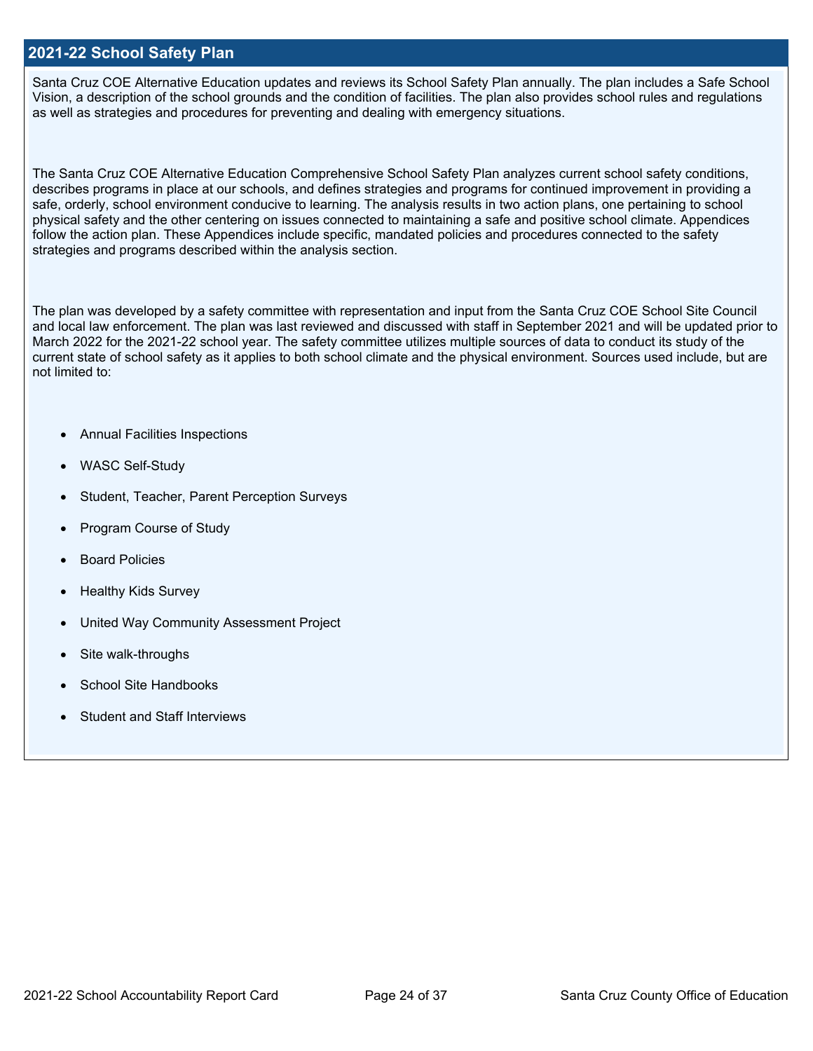## 2021-22 School Safety Plan

Santa Cruz COE Alternative Education updates and reviews its School Safety Plan annually. The plan includes a Safe School Vision, a description of the school grounds and the condition of facilities. The plan also provides school rules and regulations as well as strategies and procedures for preventing and dealing with emergency situations.

The Santa Cruz COE Alternative Education Comprehensive School Safety Plan analyzes current school safety conditions, describes programs in place at our schools, and defines strategies and programs for continued improvement in providing a safe, orderly, school environment conducive to learning. The analysis results in two action plans, one pertaining to school physical safety and the other centering on issues connected to maintaining a safe and positive school climate. Appendices follow the action plan. These Appendices include specific, mandated policies and procedures connected to the safety strategies and programs described within the analysis section.

The plan was developed by a safety committee with representation and input from the Santa Cruz COE School Site Council and local law enforcement. The plan was last reviewed and discussed with staff in September 2021 and will be updated prior to March 2022 for the 2021-22 school year. The safety committee utilizes multiple sources of data to conduct its study of the current state of school safety as it applies to both school climate and the physical environment. Sources used include, but are not limited to:

- Annual Facilities Inspections
- WASC Self-Study
- Student, Teacher, Parent Perception Surveys
- Program Course of Study
- Board Policies
- Healthy Kids Survey
- United Way Community Assessment Project
- Site walk-throughs
- School Site Handbooks
- Student and Staff Interviews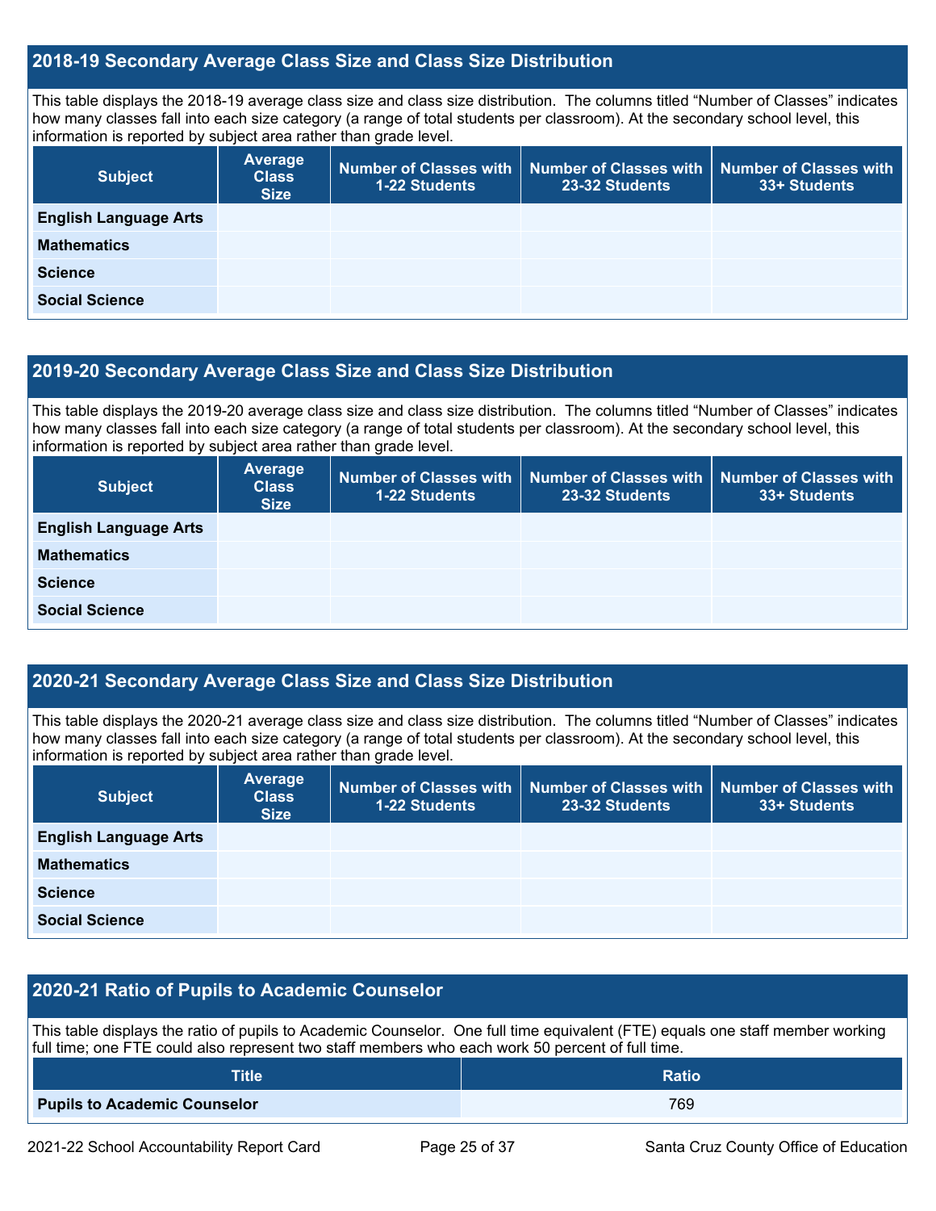## 2018-19 Secondary Average Class Size and Class Size Distribution

This table displays the 2018-19 average class size and class size distribution. The columns titled "Number of Classes" indicates how many classes fall into each size category (a range of total students per classroom). At the secondary school level, this information is reported by subject area rather than grade level.

| Subject | Average Class Size | Number of Classes with 1-22 Students | Number of Classes with 23-32 Students | Number of Classes with 33+ Students |
|---|---|---|---|---|
| **English Language Arts** | | | | |
| **Mathematics** | | | | |
| **Science** | | | | |
| **Social Science** | | | | |

## 2019-20 Secondary Average Class Size and Class Size Distribution

This table displays the 2019-20 average class size and class size distribution. The columns titled "Number of Classes" indicates how many classes fall into each size category (a range of total students per classroom). At the secondary school level, this information is reported by subject area rather than grade level.

| Subject | Average Class Size | Number of Classes with 1-22 Students | Number of Classes with 23-32 Students | Number of Classes with 33+ Students |
|---|---|---|---|---|
| **English Language Arts** | | | | |
| **Mathematics** | | | | |
| **Science** | | | | |
| **Social Science** | | | | |

## 2020-21 Secondary Average Class Size and Class Size Distribution

This table displays the 2020-21 average class size and class size distribution. The columns titled "Number of Classes" indicates how many classes fall into each size category (a range of total students per classroom). At the secondary school level, this information is reported by subject area rather than grade level.

| Subject | Average Class Size | Number of Classes with 1-22 Students | Number of Classes with 23-32 Students | Number of Classes with 33+ Students |
|---|---|---|---|---|
| **English Language Arts** | | | | |
| **Mathematics** | | | | |
| **Science** | | | | |
| **Social Science** | | | | |

## 2020-21 Ratio of Pupils to Academic Counselor

This table displays the ratio of pupils to Academic Counselor. One full time equivalent (FTE) equals one staff member working full time; one FTE could also represent two staff members who each work 50 percent of full time.

| Title | Ratio |
|---|---|
| **Pupils to Academic Counselor** | 769 |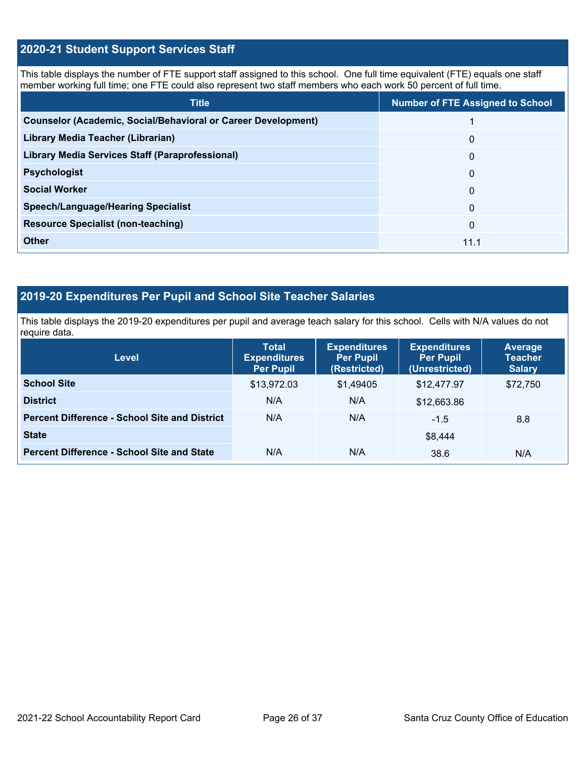## 2020-21 Student Support Services Staff

This table displays the number of FTE support staff assigned to this school. One full time equivalent (FTE) equals one staff member working full time; one FTE could also represent two staff members who each work 50 percent of full time.

| Title | Number of FTE Assigned to School |
|---|---|
| **Counselor (Academic, Social/Behavioral or Career Development)** | 1 |
| **Library Media Teacher (Librarian)** | 0 |
| **Library Media Services Staff (Paraprofessional)** | 0 |
| **Psychologist** | 0 |
| **Social Worker** | 0 |
| **Speech/Language/Hearing Specialist** | 0 |
| **Resource Specialist (non-teaching)** | 0 |
| **Other** | 11.1 |

## 2019-20 Expenditures Per Pupil and School Site Teacher Salaries

This table displays the 2019-20 expenditures per pupil and average teach salary for this school. Cells with N/A values do not require data.

| Level | Total Expenditures Per Pupil | Expenditures Per Pupil (Restricted) | Expenditures Per Pupil (Unrestricted) | Average Teacher Salary |
|---|---|---|---|---|
| **School Site** | $13,972.03 | $1,49405 | $12,477.97 | $72,750 |
| **District** | N/A | N/A | $12,663.86 | |
| **Percent Difference - School Site and District** | N/A | N/A | -1.5 | 8.8 |
| **State** | | | $8,444 | |
| **Percent Difference - School Site and State** | N/A | N/A | 38.6 | N/A |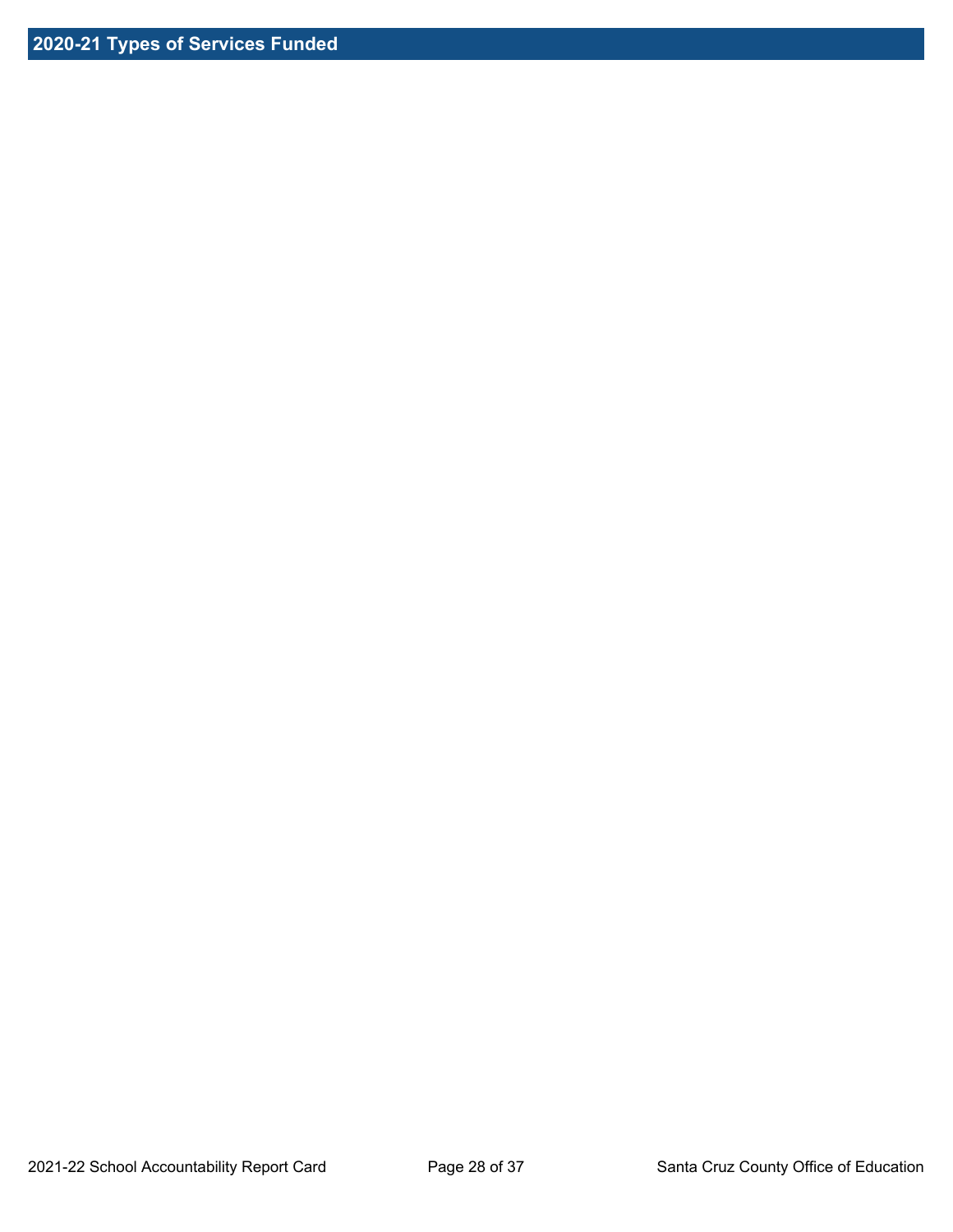## 2020-21 Types of Services Funded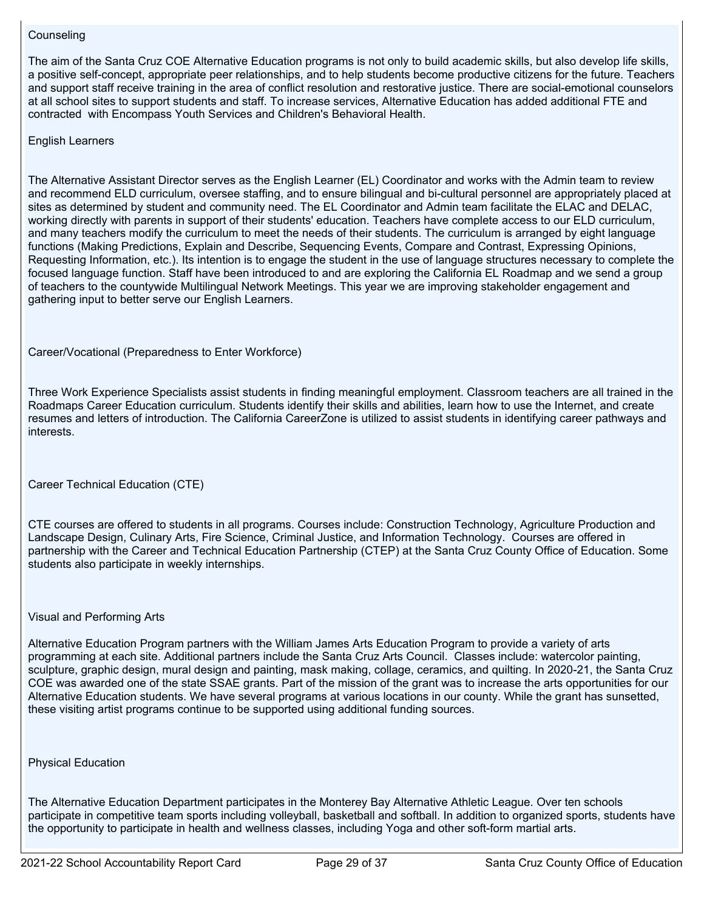Counseling

The aim of the Santa Cruz COE Alternative Education programs is not only to build academic skills, but also develop life skills, a positive self-concept, appropriate peer relationships, and to help students become productive citizens for the future. Teachers and support staff receive training in the area of conflict resolution and restorative justice. There are social-emotional counselors at all school sites to support students and staff. To increase services, Alternative Education has added additional FTE and contracted with Encompass Youth Services and Children's Behavioral Health.

English Learners

The Alternative Assistant Director serves as the English Learner (EL) Coordinator and works with the Admin team to review and recommend ELD curriculum, oversee staffing, and to ensure bilingual and bi-cultural personnel are appropriately placed at sites as determined by student and community need. The EL Coordinator and Admin team facilitate the ELAC and DELAC, working directly with parents in support of their students' education. Teachers have complete access to our ELD curriculum, and many teachers modify the curriculum to meet the needs of their students. The curriculum is arranged by eight language functions (Making Predictions, Explain and Describe, Sequencing Events, Compare and Contrast, Expressing Opinions, Requesting Information, etc.). Its intention is to engage the student in the use of language structures necessary to complete the focused language function. Staff have been introduced to and are exploring the California EL Roadmap and we send a group of teachers to the countywide Multilingual Network Meetings. This year we are improving stakeholder engagement and gathering input to better serve our English Learners.

Career/Vocational (Preparedness to Enter Workforce)

Three Work Experience Specialists assist students in finding meaningful employment. Classroom teachers are all trained in the Roadmaps Career Education curriculum. Students identify their skills and abilities, learn how to use the Internet, and create resumes and letters of introduction. The California CareerZone is utilized to assist students in identifying career pathways and interests.

Career Technical Education (CTE)

CTE courses are offered to students in all programs. Courses include: Construction Technology, Agriculture Production and Landscape Design, Culinary Arts, Fire Science, Criminal Justice, and Information Technology. Courses are offered in partnership with the Career and Technical Education Partnership (CTEP) at the Santa Cruz County Office of Education. Some students also participate in weekly internships.

Visual and Performing Arts

Alternative Education Program partners with the William James Arts Education Program to provide a variety of arts programming at each site. Additional partners include the Santa Cruz Arts Council. Classes include: watercolor painting, sculpture, graphic design, mural design and painting, mask making, collage, ceramics, and quilting. In 2020-21, the Santa Cruz COE was awarded one of the state SSAE grants. Part of the mission of the grant was to increase the arts opportunities for our Alternative Education students. We have several programs at various locations in our county. While the grant has sunsetted, these visiting artist programs continue to be supported using additional funding sources.

Physical Education

The Alternative Education Department participates in the Monterey Bay Alternative Athletic League. Over ten schools participate in competitive team sports including volleyball, basketball and softball. In addition to organized sports, students have the opportunity to participate in health and wellness classes, including Yoga and other soft-form martial arts.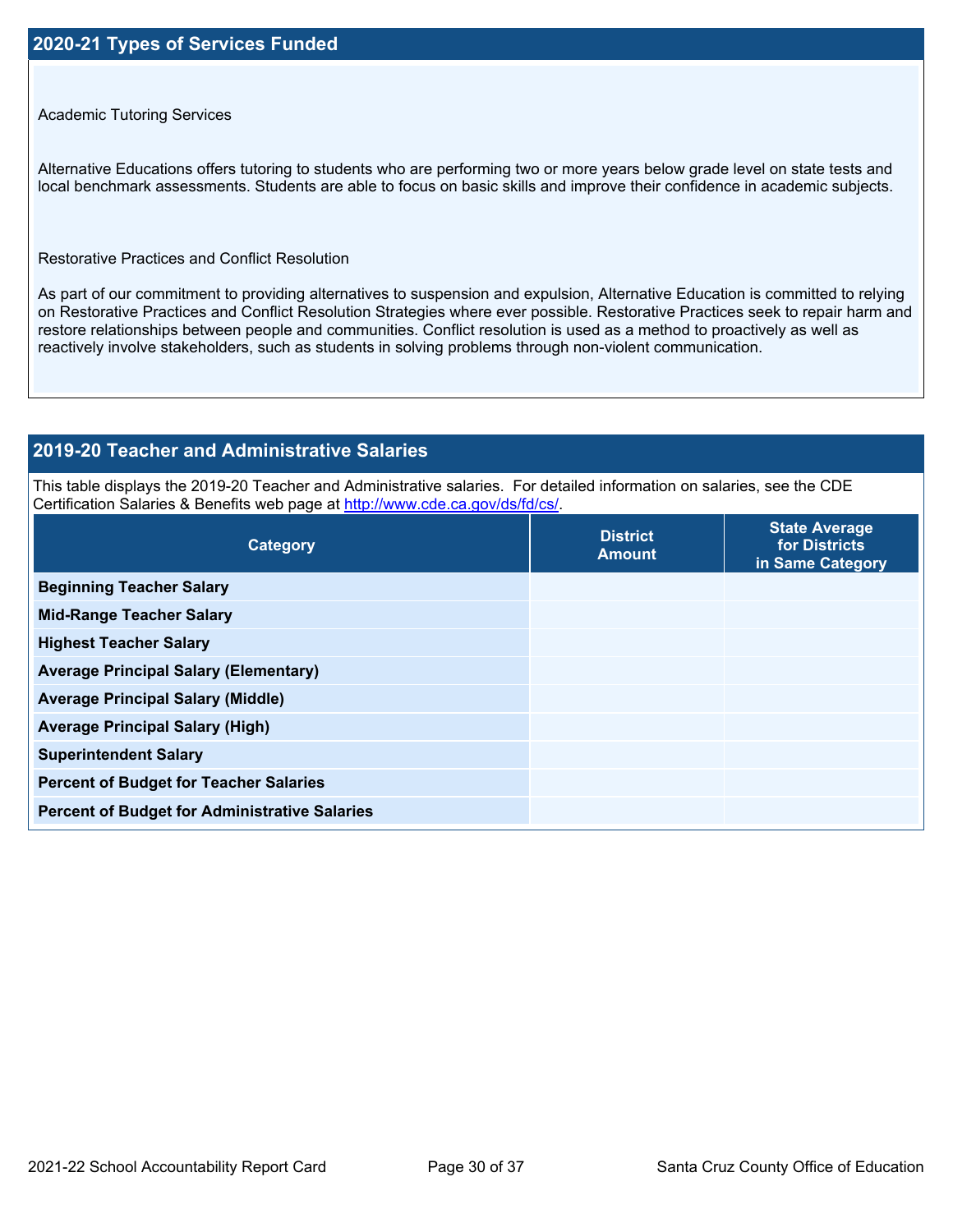## 2020-21 Types of Services Funded

Academic Tutoring Services

Alternative Educations offers tutoring to students who are performing two or more years below grade level on state tests and local benchmark assessments. Students are able to focus on basic skills and improve their confidence in academic subjects.

Restorative Practices and Conflict Resolution

As part of our commitment to providing alternatives to suspension and expulsion, Alternative Education is committed to relying on Restorative Practices and Conflict Resolution Strategies where ever possible. Restorative Practices seek to repair harm and restore relationships between people and communities. Conflict resolution is used as a method to proactively as well as reactively involve stakeholders, such as students in solving problems through non-violent communication.

## 2019-20 Teacher and Administrative Salaries

This table displays the 2019-20 Teacher and Administrative salaries. For detailed information on salaries, see the CDE Certification Salaries & Benefits web page at http://www.cde.ca.gov/ds/fd/cs/.

| Category | District Amount | State Average for Districts in Same Category |
|---|---|---|
| **Beginning Teacher Salary** | | |
| **Mid-Range Teacher Salary** | | |
| **Highest Teacher Salary** | | |
| **Average Principal Salary (Elementary)** | | |
| **Average Principal Salary (Middle)** | | |
| **Average Principal Salary (High)** | | |
| **Superintendent Salary** | | |
| **Percent of Budget for Teacher Salaries** | | |
| **Percent of Budget for Administrative Salaries** | | |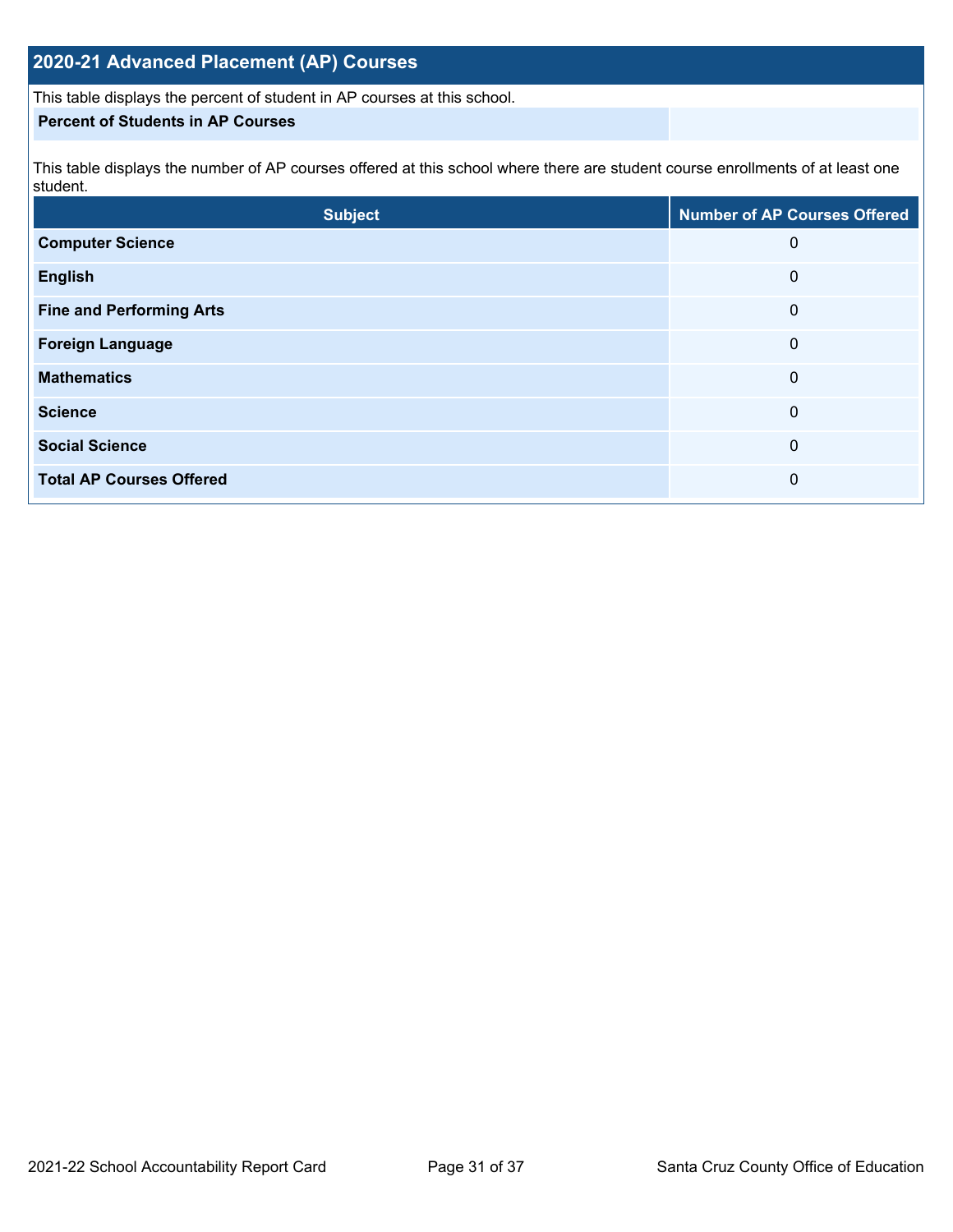## 2020-21 Advanced Placement (AP) Courses

This table displays the percent of student in AP courses at this school.

| Percent of Students in AP Courses | |
|---|---|

This table displays the number of AP courses offered at this school where there are student course enrollments of at least one student.

| Subject | Number of AP Courses Offered |
|---|---|
| **Computer Science** | 0 |
| **English** | 0 |
| **Fine and Performing Arts** | 0 |
| **Foreign Language** | 0 |
| **Mathematics** | 0 |
| **Science** | 0 |
| **Social Science** | 0 |
| **Total AP Courses Offered** | 0 |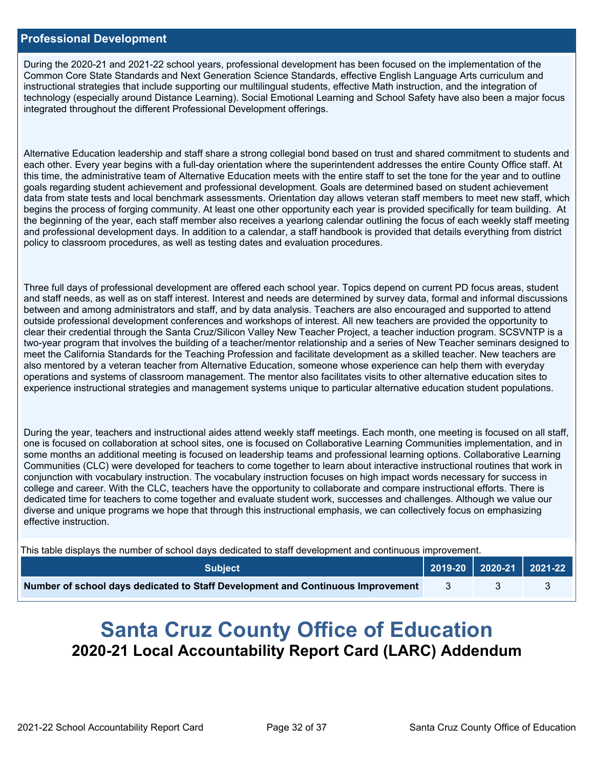## Professional Development

During the 2020-21 and 2021-22 school years, professional development has been focused on the implementation of the Common Core State Standards and Next Generation Science Standards, effective English Language Arts curriculum and instructional strategies that include supporting our multilingual students, effective Math instruction, and the integration of technology (especially around Distance Learning). Social Emotional Learning and School Safety have also been a major focus integrated throughout the different Professional Development offerings.

Alternative Education leadership and staff share a strong collegial bond based on trust and shared commitment to students and each other. Every year begins with a full-day orientation where the superintendent addresses the entire County Office staff. At this time, the administrative team of Alternative Education meets with the entire staff to set the tone for the year and to outline goals regarding student achievement and professional development. Goals are determined based on student achievement data from state tests and local benchmark assessments. Orientation day allows veteran staff members to meet new staff, which begins the process of forging community. At least one other opportunity each year is provided specifically for team building. At the beginning of the year, each staff member also receives a yearlong calendar outlining the focus of each weekly staff meeting and professional development days. In addition to a calendar, a staff handbook is provided that details everything from district policy to classroom procedures, as well as testing dates and evaluation procedures.

Three full days of professional development are offered each school year. Topics depend on current PD focus areas, student and staff needs, as well as on staff interest. Interest and needs are determined by survey data, formal and informal discussions between and among administrators and staff, and by data analysis. Teachers are also encouraged and supported to attend outside professional development conferences and workshops of interest. All new teachers are provided the opportunity to clear their credential through the Santa Cruz/Silicon Valley New Teacher Project, a teacher induction program. SCSVNTP is a two-year program that involves the building of a teacher/mentor relationship and a series of New Teacher seminars designed to meet the California Standards for the Teaching Profession and facilitate development as a skilled teacher. New teachers are also mentored by a veteran teacher from Alternative Education, someone whose experience can help them with everyday operations and systems of classroom management. The mentor also facilitates visits to other alternative education sites to experience instructional strategies and management systems unique to particular alternative education student populations.

During the year, teachers and instructional aides attend weekly staff meetings. Each month, one meeting is focused on all staff, one is focused on collaboration at school sites, one is focused on Collaborative Learning Communities implementation, and in some months an additional meeting is focused on leadership teams and professional learning options. Collaborative Learning Communities (CLC) were developed for teachers to come together to learn about interactive instructional routines that work in conjunction with vocabulary instruction. The vocabulary instruction focuses on high impact words necessary for success in college and career. With the CLC, teachers have the opportunity to collaborate and compare instructional efforts. There is dedicated time for teachers to come together and evaluate student work, successes and challenges. Although we value our diverse and unique programs we hope that through this instructional emphasis, we can collectively focus on emphasizing effective instruction.

This table displays the number of school days dedicated to staff development and continuous improvement.

| Subject | 2019-20 | 2020-21 | 2021-22 |
|---|---|---|---|
| Number of school days dedicated to Staff Development and Continuous Improvement | 3 | 3 | 3 |

# Santa Cruz County Office of Education

## 2020-21 Local Accountability Report Card (LARC) Addendum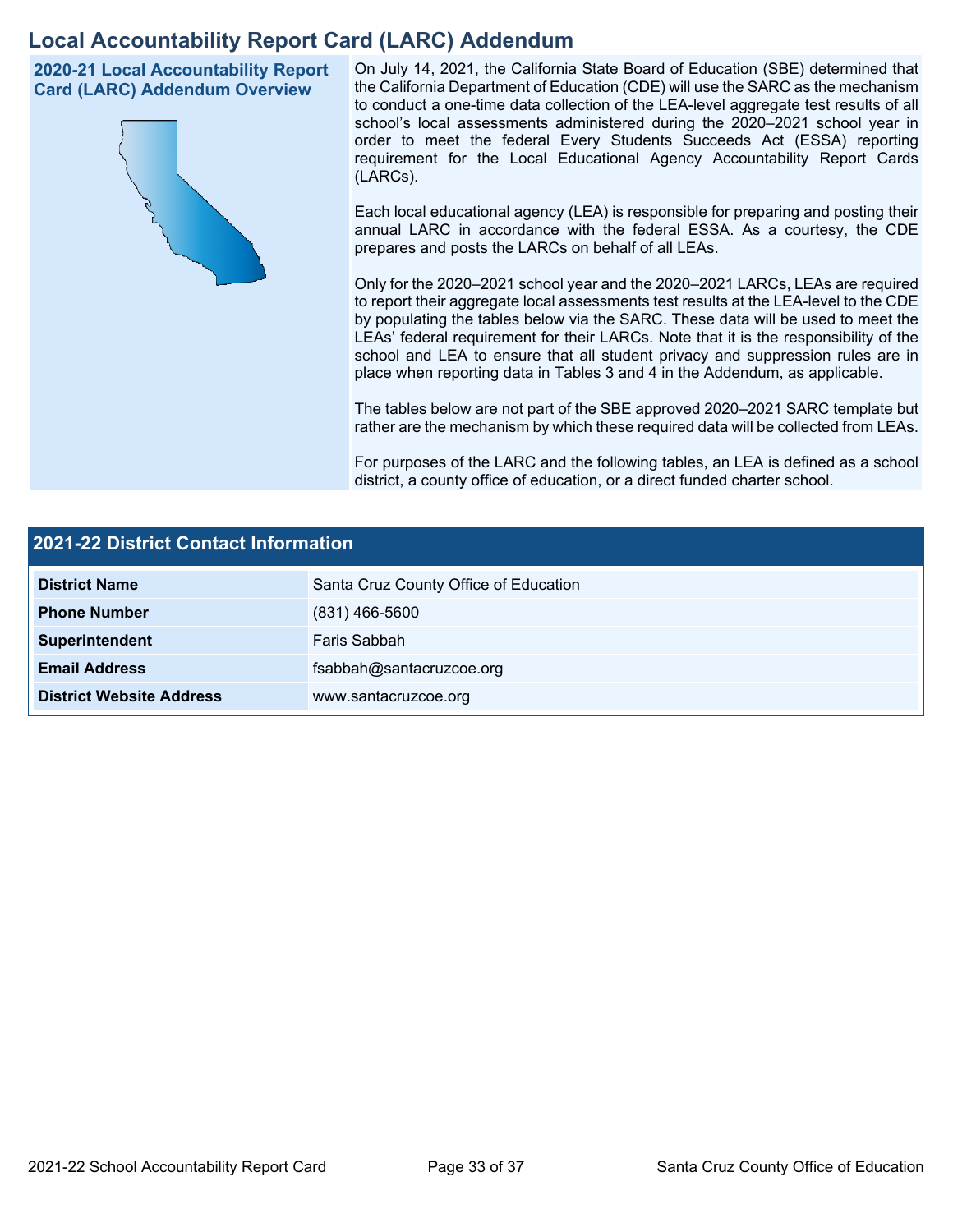# Local Accountability Report Card (LARC) Addendum

## 2020-21 Local Accountability Report Card (LARC) Addendum Overview

On July 14, 2021, the California State Board of Education (SBE) determined that the California Department of Education (CDE) will use the SARC as the mechanism to conduct a one-time data collection of the LEA-level aggregate test results of all school's local assessments administered during the 2020–2021 school year in order to meet the federal Every Students Succeeds Act (ESSA) reporting requirement for the Local Educational Agency Accountability Report Cards (LARCs).

Each local educational agency (LEA) is responsible for preparing and posting their annual LARC in accordance with the federal ESSA. As a courtesy, the CDE prepares and posts the LARCs on behalf of all LEAs.

Only for the 2020–2021 school year and the 2020–2021 LARCs, LEAs are required to report their aggregate local assessments test results at the LEA-level to the CDE by populating the tables below via the SARC. These data will be used to meet the LEAs' federal requirement for their LARCs. Note that it is the responsibility of the school and LEA to ensure that all student privacy and suppression rules are in place when reporting data in Tables 3 and 4 in the Addendum, as applicable.

The tables below are not part of the SBE approved 2020–2021 SARC template but rather are the mechanism by which these required data will be collected from LEAs.

For purposes of the LARC and the following tables, an LEA is defined as a school district, a county office of education, or a direct funded charter school.

## 2021-22 District Contact Information

| 2021-22 District Contact Information | |
|---|---|
| **District Name** | Santa Cruz County Office of Education |
| **Phone Number** | (831) 466-5600 |
| **Superintendent** | Faris Sabbah |
| **Email Address** | fsabbah@santacruzcoe.org |
| **District Website Address** | www.santacruzcoe.org |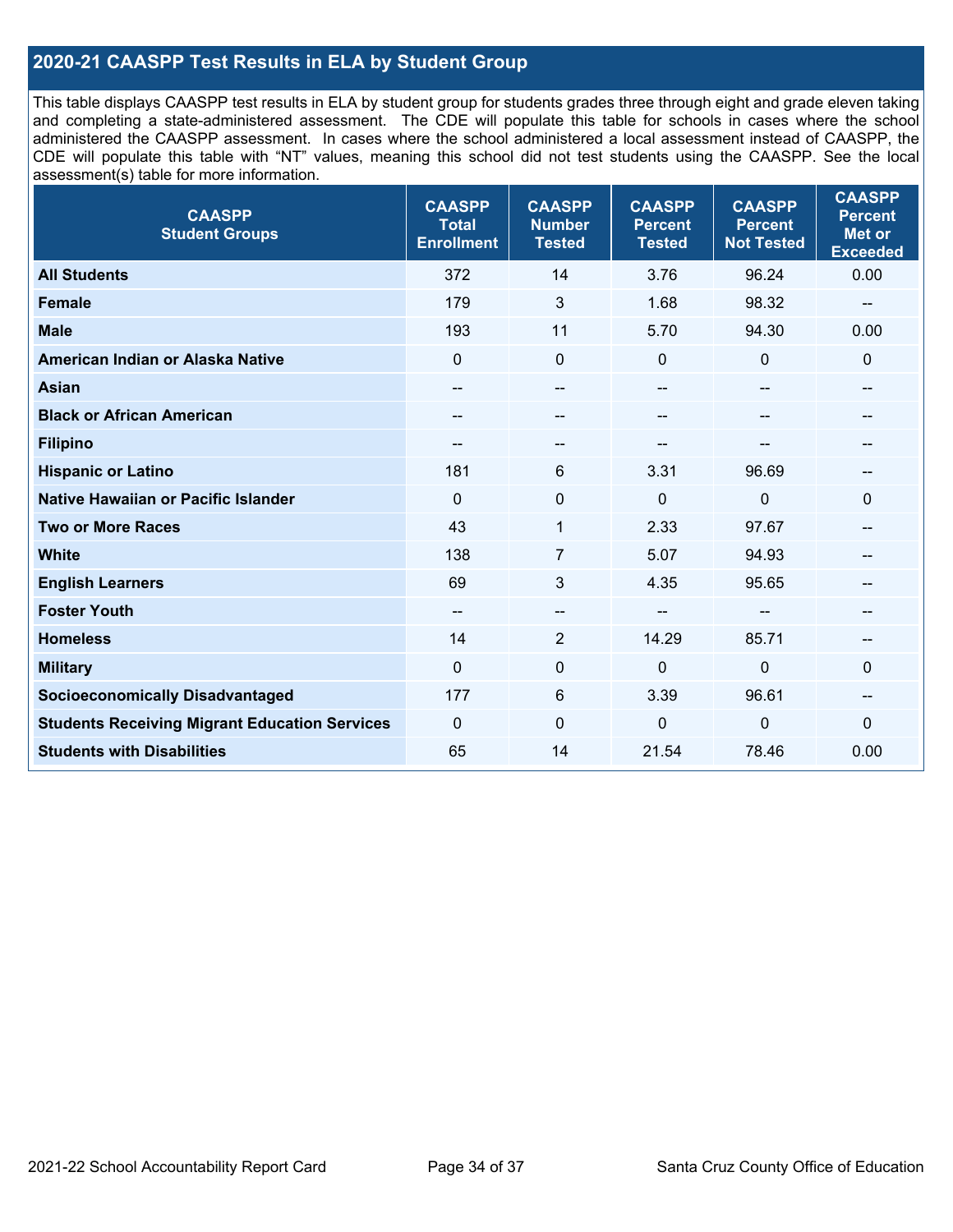## 2020-21 CAASPP Test Results in ELA by Student Group

This table displays CAASPP test results in ELA by student group for students grades three through eight and grade eleven taking and completing a state-administered assessment. The CDE will populate this table for schools in cases where the school administered the CAASPP assessment. In cases where the school administered a local assessment instead of CAASPP, the CDE will populate this table with "NT" values, meaning this school did not test students using the CAASPP. See the local assessment(s) table for more information.

| CAASPP Student Groups | CAASPP Total Enrollment | CAASPP Number Tested | CAASPP Percent Tested | CAASPP Percent Not Tested | CAASPP Percent Met or Exceeded |
|---|---|---|---|---|---|
| **All Students** | 372 | 14 | 3.76 | 96.24 | 0.00 |
| **Female** | 179 | 3 | 1.68 | 98.32 | -- |
| **Male** | 193 | 11 | 5.70 | 94.30 | 0.00 |
| **American Indian or Alaska Native** | 0 | 0 | 0 | 0 | 0 |
| **Asian** | -- | -- | -- | -- | -- |
| **Black or African American** | -- | -- | -- | -- | -- |
| **Filipino** | -- | -- | -- | -- | -- |
| **Hispanic or Latino** | 181 | 6 | 3.31 | 96.69 | -- |
| **Native Hawaiian or Pacific Islander** | 0 | 0 | 0 | 0 | 0 |
| **Two or More Races** | 43 | 1 | 2.33 | 97.67 | -- |
| **White** | 138 | 7 | 5.07 | 94.93 | -- |
| **English Learners** | 69 | 3 | 4.35 | 95.65 | -- |
| **Foster Youth** | -- | -- | -- | -- | -- |
| **Homeless** | 14 | 2 | 14.29 | 85.71 | -- |
| **Military** | 0 | 0 | 0 | 0 | 0 |
| **Socioeconomically Disadvantaged** | 177 | 6 | 3.39 | 96.61 | -- |
| **Students Receiving Migrant Education Services** | 0 | 0 | 0 | 0 | 0 |
| **Students with Disabilities** | 65 | 14 | 21.54 | 78.46 | 0.00 |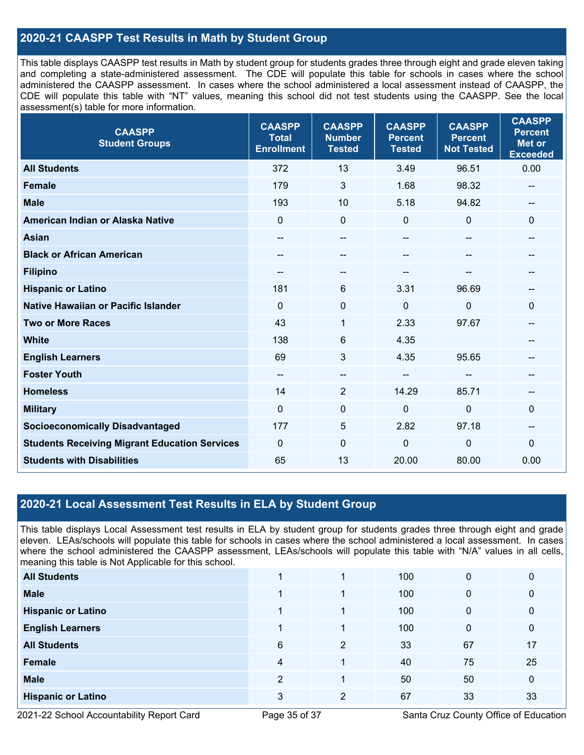## 2020-21 CAASPP Test Results in Math by Student Group

This table displays CAASPP test results in Math by student group for students grades three through eight and grade eleven taking and completing a state-administered assessment. The CDE will populate this table for schools in cases where the school administered the CAASPP assessment. In cases where the school administered a local assessment instead of CAASPP, the CDE will populate this table with "NT" values, meaning this school did not test students using the CAASPP. See the local assessment(s) table for more information.

| CAASPP Student Groups | CAASPP Total Enrollment | CAASPP Number Tested | CAASPP Percent Tested | CAASPP Percent Not Tested | CAASPP Percent Met or Exceeded |
|---|---|---|---|---|---|
| **All Students** | 372 | 13 | 3.49 | 96.51 | 0.00 |
| **Female** | 179 | 3 | 1.68 | 98.32 | -- |
| **Male** | 193 | 10 | 5.18 | 94.82 | -- |
| **American Indian or Alaska Native** | 0 | 0 | 0 | 0 | 0 |
| **Asian** | -- | -- | -- | -- | -- |
| **Black or African American** | -- | -- | -- | -- | -- |
| **Filipino** | -- | -- | -- | -- | -- |
| **Hispanic or Latino** | 181 | 6 | 3.31 | 96.69 | -- |
| **Native Hawaiian or Pacific Islander** | 0 | 0 | 0 | 0 | 0 |
| **Two or More Races** | 43 | 1 | 2.33 | 97.67 | -- |
| **White** | 138 | 6 | 4.35 | | -- |
| **English Learners** | 69 | 3 | 4.35 | 95.65 | -- |
| **Foster Youth** | -- | -- | -- | -- | -- |
| **Homeless** | 14 | 2 | 14.29 | 85.71 | -- |
| **Military** | 0 | 0 | 0 | 0 | 0 |
| **Socioeconomically Disadvantaged** | 177 | 5 | 2.82 | 97.18 | -- |
| **Students Receiving Migrant Education Services** | 0 | 0 | 0 | 0 | 0 |
| **Students with Disabilities** | 65 | 13 | 20.00 | 80.00 | 0.00 |

## 2020-21 Local Assessment Test Results in ELA by Student Group

This table displays Local Assessment test results in ELA by student group for students grades three through eight and grade eleven. LEAs/schools will populate this table for schools in cases where the school administered a local assessment. In cases where the school administered the CAASPP assessment, LEAs/schools will populate this table with "N/A" values in all cells, meaning this table is Not Applicable for this school.

| | | | | | |
|---|---|---|---|---|---|
| **All Students** | 1 | 1 | 100 | 0 | 0 |
| **Male** | 1 | 1 | 100 | 0 | 0 |
| **Hispanic or Latino** | 1 | 1 | 100 | 0 | 0 |
| **English Learners** | 1 | 1 | 100 | 0 | 0 |
| **All Students** | 6 | 2 | 33 | 67 | 17 |
| **Female** | 4 | 1 | 40 | 75 | 25 |
| **Male** | 2 | 1 | 50 | 50 | 0 |
| **Hispanic or Latino** | 3 | 2 | 67 | 33 | 33 |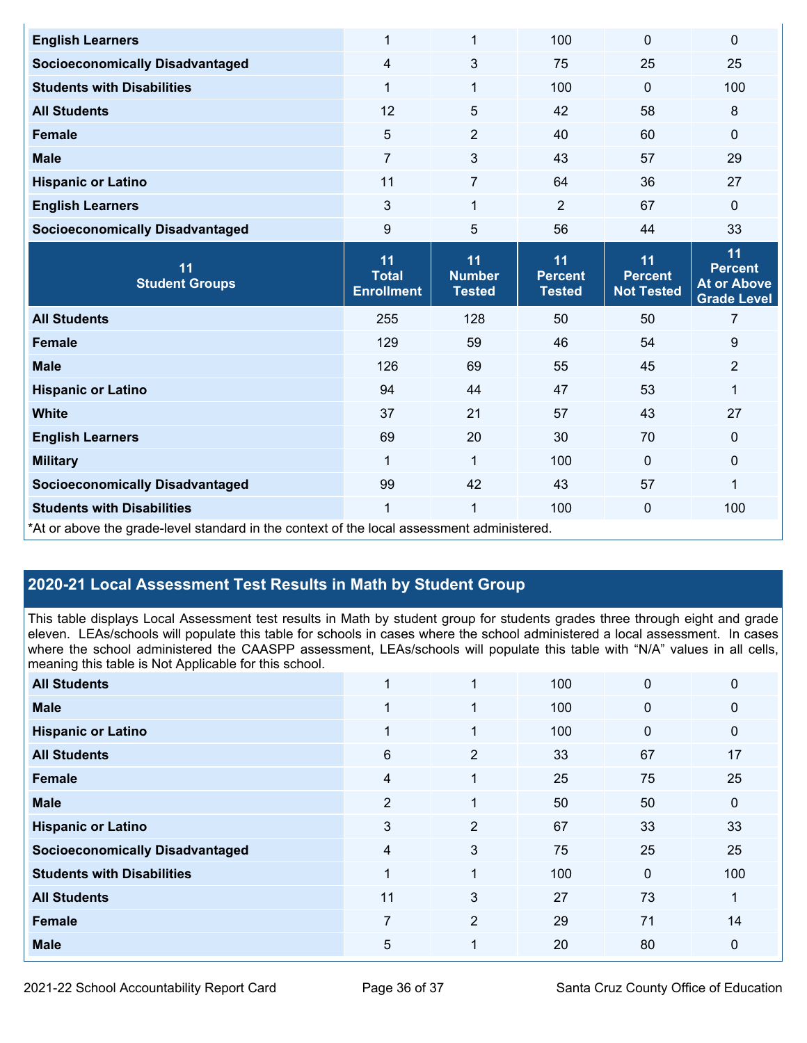| | | | | | |
|---|---|---|---|---|---|
| **English Learners** | 1 | 1 | 100 | 0 | 0 |
| **Socioeconomically Disadvantaged** | 4 | 3 | 75 | 25 | 25 |
| **Students with Disabilities** | 1 | 1 | 100 | 0 | 100 |
| **All Students** | 12 | 5 | 42 | 58 | 8 |
| **Female** | 5 | 2 | 40 | 60 | 0 |
| **Male** | 7 | 3 | 43 | 57 | 29 |
| **Hispanic or Latino** | 11 | 7 | 64 | 36 | 27 |
| **English Learners** | 3 | 1 | 2 | 67 | 0 |
| **Socioeconomically Disadvantaged** | 9 | 5 | 56 | 44 | 33 |

| 11 Student Groups | 11 Total Enrollment | 11 Number Tested | 11 Percent Tested | 11 Percent Not Tested | 11 Percent At or Above Grade Level |
|---|---|---|---|---|---|
| **All Students** | 255 | 128 | 50 | 50 | 7 |
| **Female** | 129 | 59 | 46 | 54 | 9 |
| **Male** | 126 | 69 | 55 | 45 | 2 |
| **Hispanic or Latino** | 94 | 44 | 47 | 53 | 1 |
| **White** | 37 | 21 | 57 | 43 | 27 |
| **English Learners** | 69 | 20 | 30 | 70 | 0 |
| **Military** | 1 | 1 | 100 | 0 | 0 |
| **Socioeconomically Disadvantaged** | 99 | 42 | 43 | 57 | 1 |
| **Students with Disabilities** | 1 | 1 | 100 | 0 | 100 |

*At or above the grade-level standard in the context of the local assessment administered.

## 2020-21 Local Assessment Test Results in Math by Student Group

This table displays Local Assessment test results in Math by student group for students grades three through eight and grade eleven. LEAs/schools will populate this table for schools in cases where the school administered a local assessment. In cases where the school administered the CAASPP assessment, LEAs/schools will populate this table with "N/A" values in all cells, meaning this table is Not Applicable for this school.

| | | | | | |
|---|---|---|---|---|---|
| **All Students** | 1 | 1 | 100 | 0 | 0 |
| **Male** | 1 | 1 | 100 | 0 | 0 |
| **Hispanic or Latino** | 1 | 1 | 100 | 0 | 0 |
| **All Students** | 6 | 2 | 33 | 67 | 17 |
| **Female** | 4 | 1 | 25 | 75 | 25 |
| **Male** | 2 | 1 | 50 | 50 | 0 |
| **Hispanic or Latino** | 3 | 2 | 67 | 33 | 33 |
| **Socioeconomically Disadvantaged** | 4 | 3 | 75 | 25 | 25 |
| **Students with Disabilities** | 1 | 1 | 100 | 0 | 100 |
| **All Students** | 11 | 3 | 27 | 73 | 1 |
| **Female** | 7 | 2 | 29 | 71 | 14 |
| **Male** | 5 | 1 | 20 | 80 | 0 |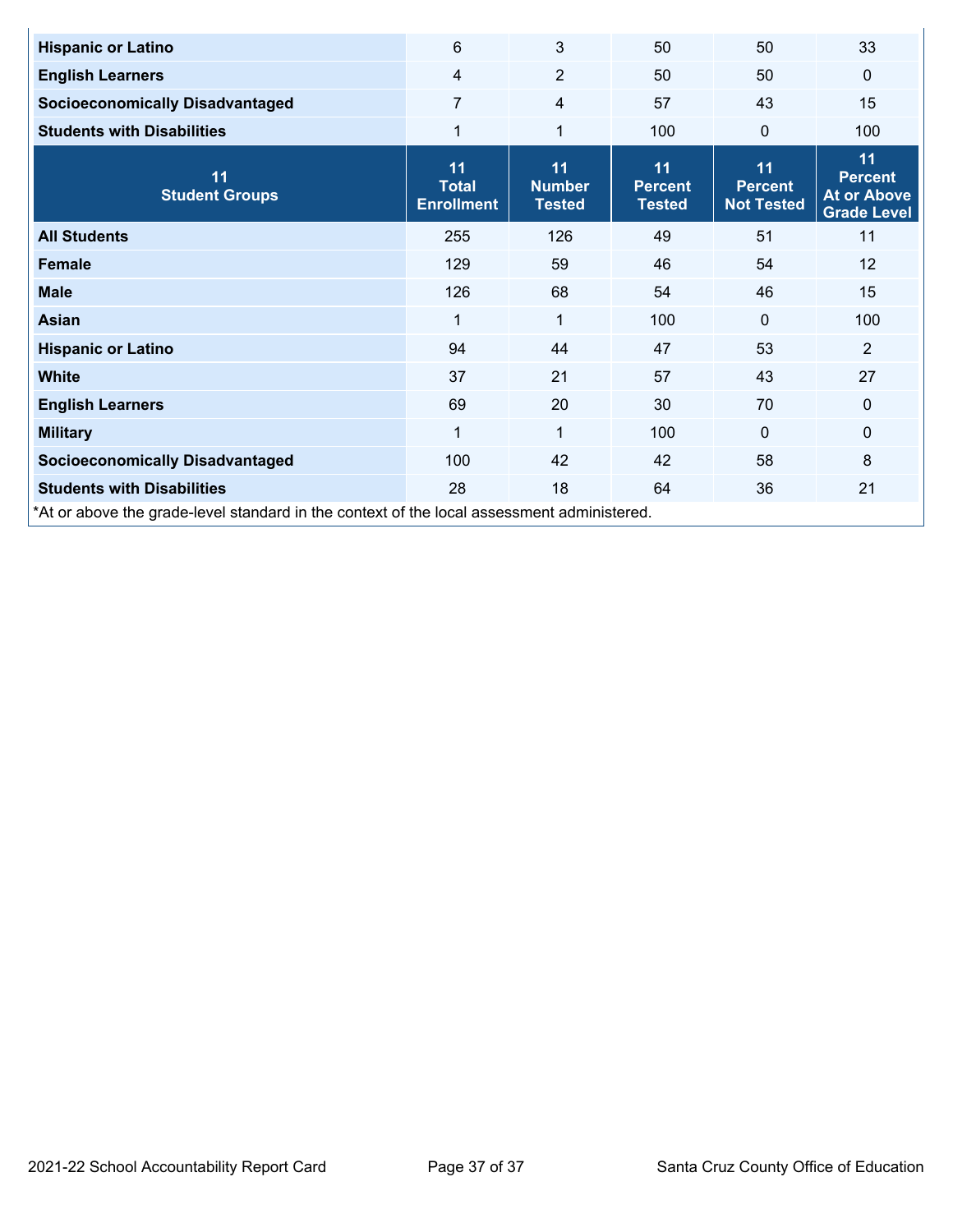| | | | | | |
|---|---|---|---|---|---|
| **Hispanic or Latino** | 6 | 3 | 50 | 50 | 33 |
| **English Learners** | 4 | 2 | 50 | 50 | 0 |
| **Socioeconomically Disadvantaged** | 7 | 4 | 57 | 43 | 15 |
| **Students with Disabilities** | 1 | 1 | 100 | 0 | 100 |

| 11 Student Groups | 11 Total Enrollment | 11 Number Tested | 11 Percent Tested | 11 Percent Not Tested | 11 Percent At or Above Grade Level |
|---|---|---|---|---|---|
| **All Students** | 255 | 126 | 49 | 51 | 11 |
| **Female** | 129 | 59 | 46 | 54 | 12 |
| **Male** | 126 | 68 | 54 | 46 | 15 |
| **Asian** | 1 | 1 | 100 | 0 | 100 |
| **Hispanic or Latino** | 94 | 44 | 47 | 53 | 2 |
| **White** | 37 | 21 | 57 | 43 | 27 |
| **English Learners** | 69 | 20 | 30 | 70 | 0 |
| **Military** | 1 | 1 | 100 | 0 | 0 |
| **Socioeconomically Disadvantaged** | 100 | 42 | 42 | 58 | 8 |
| **Students with Disabilities** | 28 | 18 | 64 | 36 | 21 |

*At or above the grade-level standard in the context of the local assessment administered.